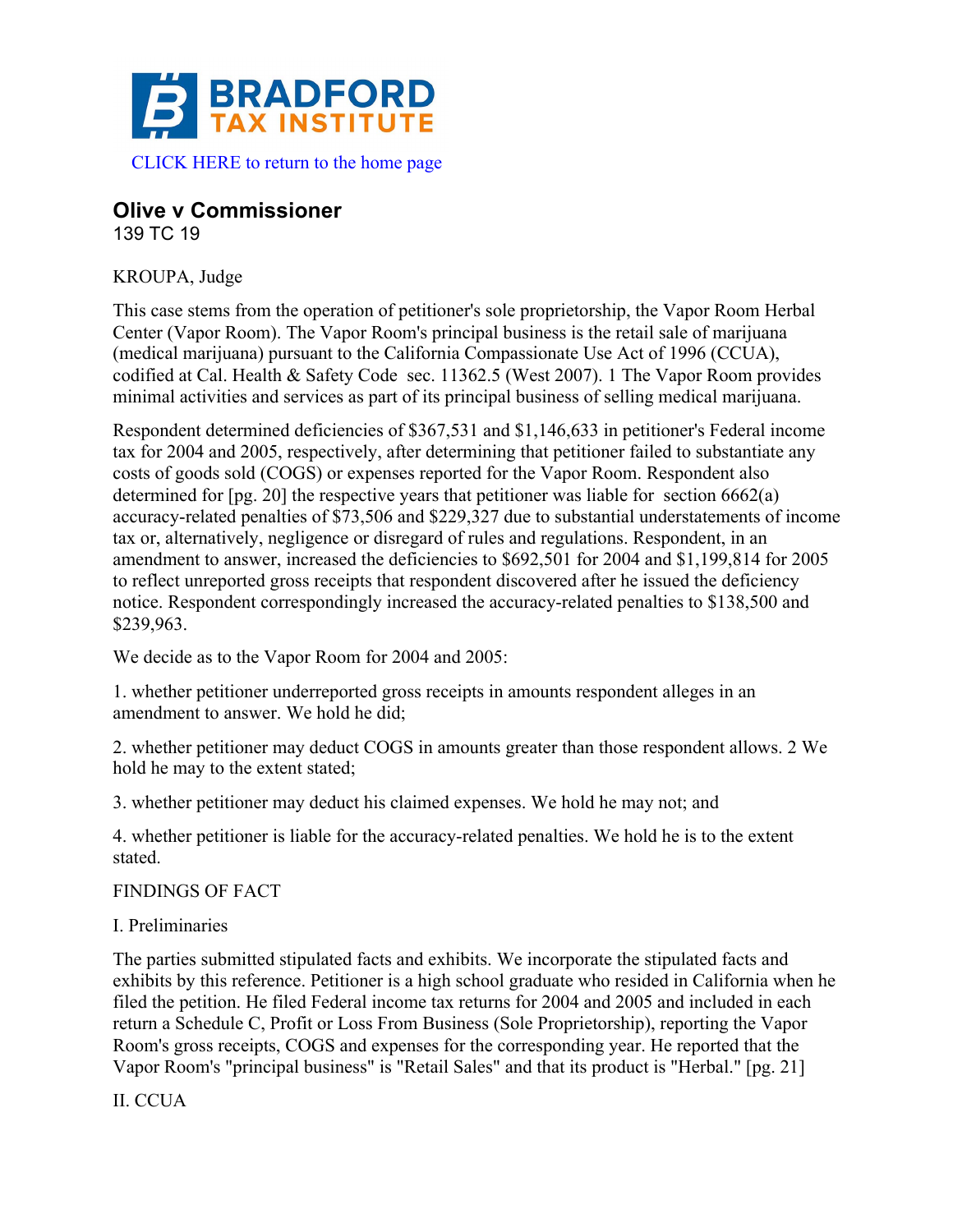# BRADFORD TAX INSTITUTE

CLICK HERE to return to the home page

## Olive v Commissioner

139 TC 19

KROUPA, Judge

This case stems from the operation of petitioner's sole proprietorship, the Vapor Room Herbal Center (Vapor Room). The Vapor Room's principal business is the retail sale of marijuana (medical marijuana) pursuant to the California Compassionate Use Act of 1996 (CCUA), codified at Cal. Health & Safety Code sec. 11362.5 (West 2007). 1 The Vapor Room provides minimal activities and services as part of its principal business of selling medical marijuana.

Respondent determined deficiencies of $367,531 and $1,146,633 in petitioner's Federal income tax for 2004 and 2005, respectively, after determining that petitioner failed to substantiate any costs of goods sold (COGS) or expenses reported for the Vapor Room. Respondent also determined for [pg. 20] the respective years that petitioner was liable for section 6662(a) accuracy-related penalties of $73,506 and $229,327 due to substantial understatements of income tax or, alternatively, negligence or disregard of rules and regulations. Respondent, in an amendment to answer, increased the deficiencies to $692,501 for 2004 and $1,199,814 for 2005 to reflect unreported gross receipts that respondent discovered after he issued the deficiency notice. Respondent correspondingly increased the accuracy-related penalties to $138,500 and $239,963.

We decide as to the Vapor Room for 2004 and 2005:

1. whether petitioner underreported gross receipts in amounts respondent alleges in an amendment to answer. We hold he did;

2. whether petitioner may deduct COGS in amounts greater than those respondent allows. 2 We hold he may to the extent stated;

3. whether petitioner may deduct his claimed expenses. We hold he may not; and

4. whether petitioner is liable for the accuracy-related penalties. We hold he is to the extent stated.

FINDINGS OF FACT

I. Preliminaries

The parties submitted stipulated facts and exhibits. We incorporate the stipulated facts and exhibits by this reference. Petitioner is a high school graduate who resided in California when he filed the petition. He filed Federal income tax returns for 2004 and 2005 and included in each return a Schedule C, Profit or Loss From Business (Sole Proprietorship), reporting the Vapor Room's gross receipts, COGS and expenses for the corresponding year. He reported that the Vapor Room's "principal business" is "Retail Sales" and that its product is "Herbal." [pg. 21]

II. CCUA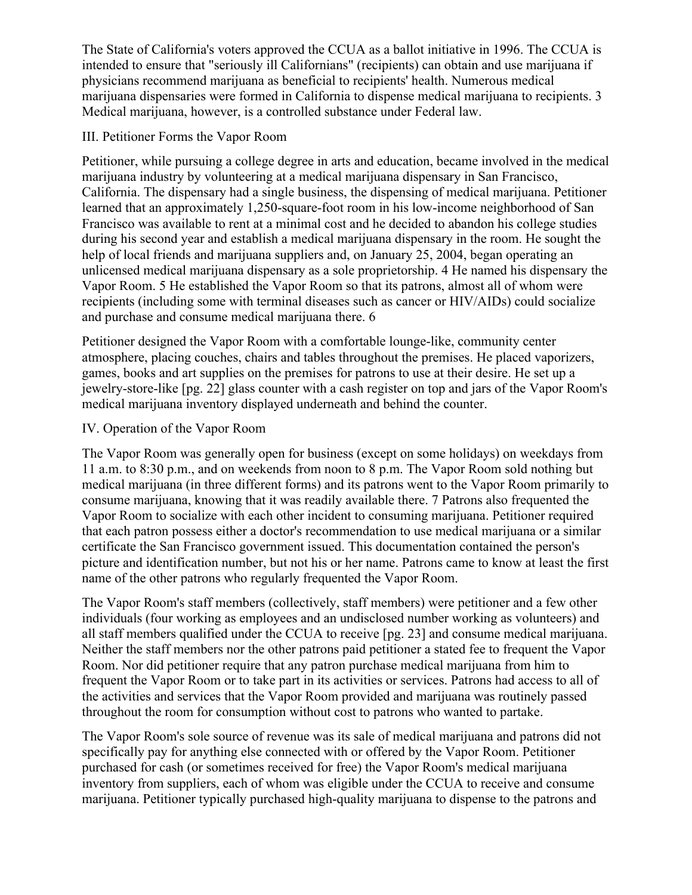The State of California's voters approved the CCUA as a ballot initiative in 1996. The CCUA is intended to ensure that "seriously ill Californians" (recipients) can obtain and use marijuana if physicians recommend marijuana as beneficial to recipients' health. Numerous medical marijuana dispensaries were formed in California to dispense medical marijuana to recipients. 3 Medical marijuana, however, is a controlled substance under Federal law.

## III. Petitioner Forms the Vapor Room

Petitioner, while pursuing a college degree in arts and education, became involved in the medical marijuana industry by volunteering at a medical marijuana dispensary in San Francisco, California. The dispensary had a single business, the dispensing of medical marijuana. Petitioner learned that an approximately 1,250-square-foot room in his low-income neighborhood of San Francisco was available to rent at a minimal cost and he decided to abandon his college studies during his second year and establish a medical marijuana dispensary in the room. He sought the help of local friends and marijuana suppliers and, on January 25, 2004, began operating an unlicensed medical marijuana dispensary as a sole proprietorship. 4 He named his dispensary the Vapor Room. 5 He established the Vapor Room so that its patrons, almost all of whom were recipients (including some with terminal diseases such as cancer or HIV/AIDs) could socialize and purchase and consume medical marijuana there. 6

Petitioner designed the Vapor Room with a comfortable lounge-like, community center atmosphere, placing couches, chairs and tables throughout the premises. He placed vaporizers, games, books and art supplies on the premises for patrons to use at their desire. He set up a jewelry-store-like [pg. 22] glass counter with a cash register on top and jars of the Vapor Room's medical marijuana inventory displayed underneath and behind the counter.

## IV. Operation of the Vapor Room

The Vapor Room was generally open for business (except on some holidays) on weekdays from 11 a.m. to 8:30 p.m., and on weekends from noon to 8 p.m. The Vapor Room sold nothing but medical marijuana (in three different forms) and its patrons went to the Vapor Room primarily to consume marijuana, knowing that it was readily available there. 7 Patrons also frequented the Vapor Room to socialize with each other incident to consuming marijuana. Petitioner required that each patron possess either a doctor's recommendation to use medical marijuana or a similar certificate the San Francisco government issued. This documentation contained the person's picture and identification number, but not his or her name. Patrons came to know at least the first name of the other patrons who regularly frequented the Vapor Room.

The Vapor Room's staff members (collectively, staff members) were petitioner and a few other individuals (four working as employees and an undisclosed number working as volunteers) and all staff members qualified under the CCUA to receive [pg. 23] and consume medical marijuana. Neither the staff members nor the other patrons paid petitioner a stated fee to frequent the Vapor Room. Nor did petitioner require that any patron purchase medical marijuana from him to frequent the Vapor Room or to take part in its activities or services. Patrons had access to all of the activities and services that the Vapor Room provided and marijuana was routinely passed throughout the room for consumption without cost to patrons who wanted to partake.

The Vapor Room's sole source of revenue was its sale of medical marijuana and patrons did not specifically pay for anything else connected with or offered by the Vapor Room. Petitioner purchased for cash (or sometimes received for free) the Vapor Room's medical marijuana inventory from suppliers, each of whom was eligible under the CCUA to receive and consume marijuana. Petitioner typically purchased high-quality marijuana to dispense to the patrons and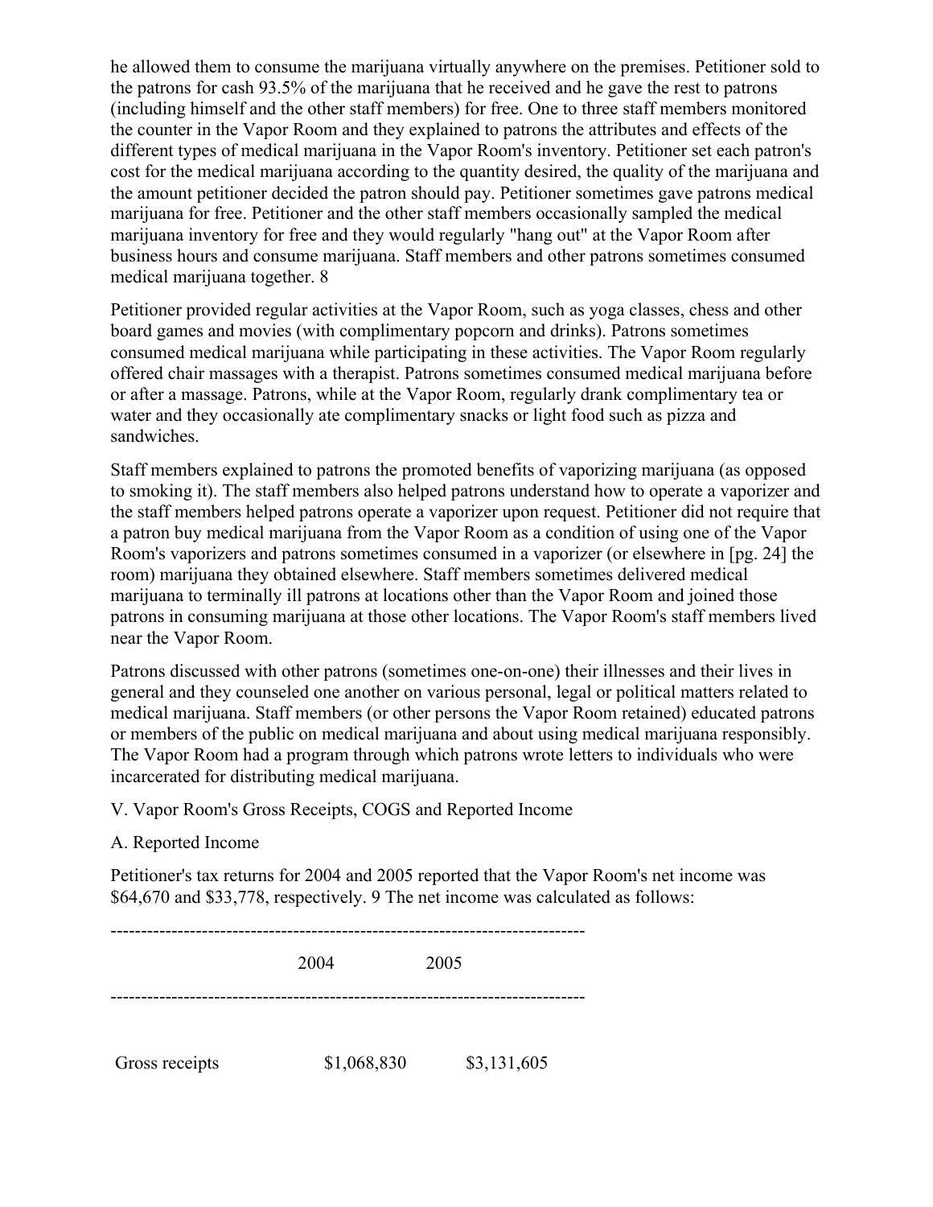he allowed them to consume the marijuana virtually anywhere on the premises. Petitioner sold to the patrons for cash 93.5% of the marijuana that he received and he gave the rest to patrons (including himself and the other staff members) for free. One to three staff members monitored the counter in the Vapor Room and they explained to patrons the attributes and effects of the different types of medical marijuana in the Vapor Room's inventory. Petitioner set each patron's cost for the medical marijuana according to the quantity desired, the quality of the marijuana and the amount petitioner decided the patron should pay. Petitioner sometimes gave patrons medical marijuana for free. Petitioner and the other staff members occasionally sampled the medical marijuana inventory for free and they would regularly "hang out" at the Vapor Room after business hours and consume marijuana. Staff members and other patrons sometimes consumed medical marijuana together. 8

Petitioner provided regular activities at the Vapor Room, such as yoga classes, chess and other board games and movies (with complimentary popcorn and drinks). Patrons sometimes consumed medical marijuana while participating in these activities. The Vapor Room regularly offered chair massages with a therapist. Patrons sometimes consumed medical marijuana before or after a massage. Patrons, while at the Vapor Room, regularly drank complimentary tea or water and they occasionally ate complimentary snacks or light food such as pizza and sandwiches.

Staff members explained to patrons the promoted benefits of vaporizing marijuana (as opposed to smoking it). The staff members also helped patrons understand how to operate a vaporizer and the staff members helped patrons operate a vaporizer upon request. Petitioner did not require that a patron buy medical marijuana from the Vapor Room as a condition of using one of the Vapor Room's vaporizers and patrons sometimes consumed in a vaporizer (or elsewhere in [pg. 24] the room) marijuana they obtained elsewhere. Staff members sometimes delivered medical marijuana to terminally ill patrons at locations other than the Vapor Room and joined those patrons in consuming marijuana at those other locations. The Vapor Room's staff members lived near the Vapor Room.

Patrons discussed with other patrons (sometimes one-on-one) their illnesses and their lives in general and they counseled one another on various personal, legal or political matters related to medical marijuana. Staff members (or other persons the Vapor Room retained) educated patrons or members of the public on medical marijuana and about using medical marijuana responsibly. The Vapor Room had a program through which patrons wrote letters to individuals who were incarcerated for distributing medical marijuana.

V. Vapor Room's Gross Receipts, COGS and Reported Income

A. Reported Income

Petitioner's tax returns for 2004 and 2005 reported that the Vapor Room's net income was $64,670 and $33,778, respectively. 9 The net income was calculated as follows:

| | 2004 | 2005 |
|---|---|---|
| Gross receipts | $1,068,830 | $3,131,605 |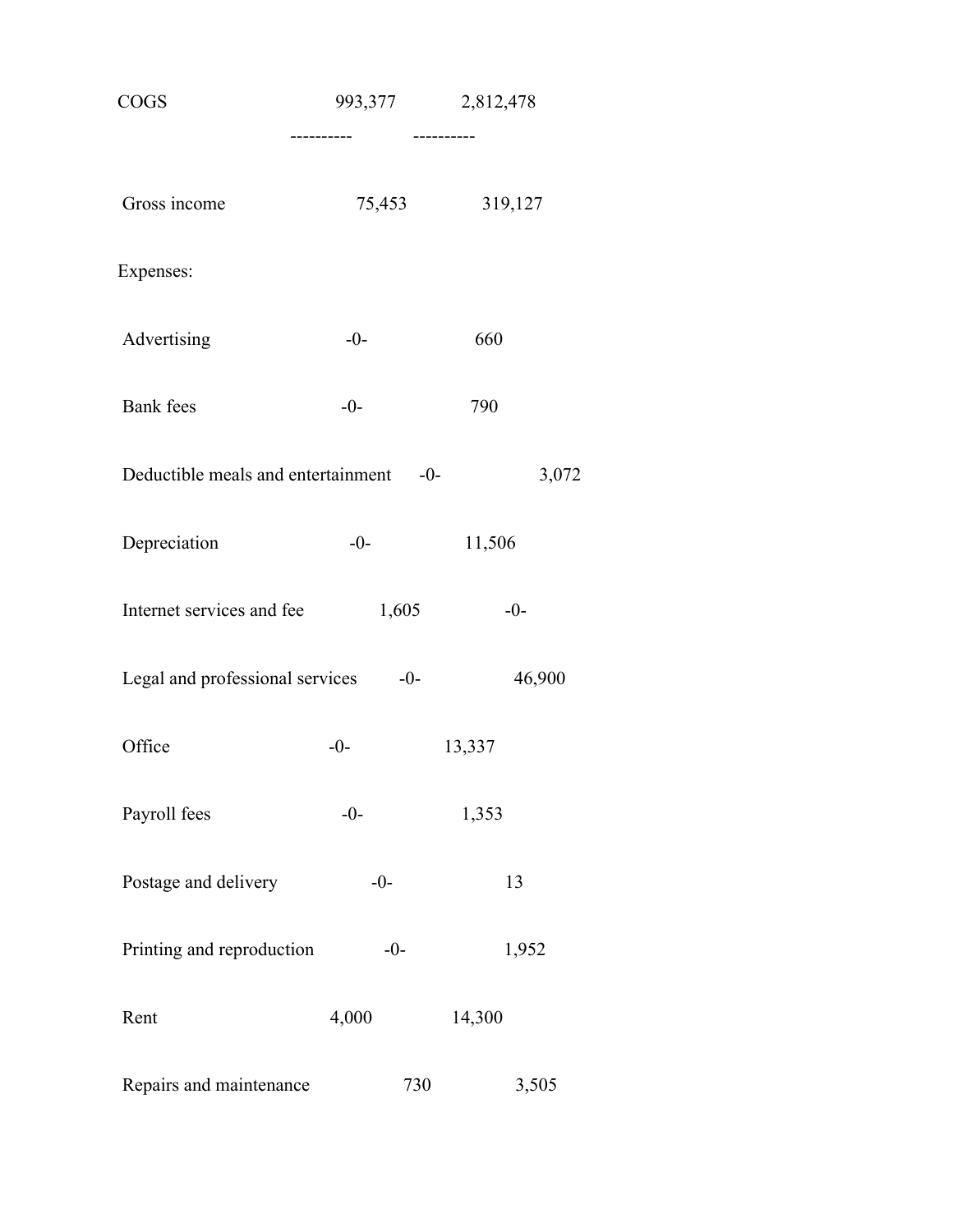| | | |
|---|---|---|
| COGS | 993,377 | 2,812,478 |
| | ---------- | ---------- |
| Gross income | 75,453 | 319,127 |
| Expenses: | | |
| Advertising | -0- | 660 |
| Bank fees | -0- | 790 |
| Deductible meals and entertainment | -0- | 3,072 |
| Depreciation | -0- | 11,506 |
| Internet services and fee | 1,605 | -0- |
| Legal and professional services | -0- | 46,900 |
| Office | -0- | 13,337 |
| Payroll fees | -0- | 1,353 |
| Postage and delivery | -0- | 13 |
| Printing and reproduction | -0- | 1,952 |
| Rent | 4,000 | 14,300 |
| Repairs and maintenance | 730 | 3,505 |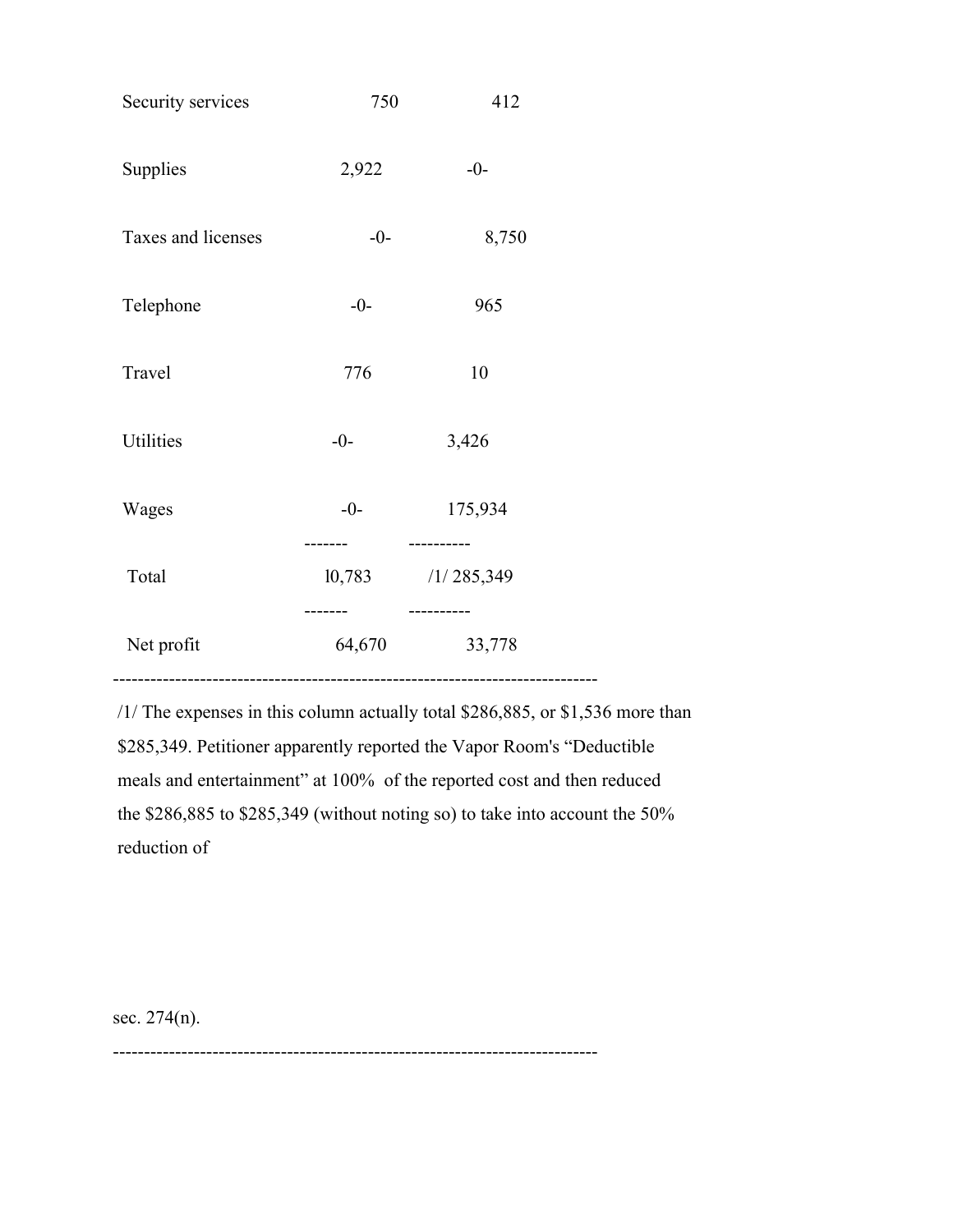| | | |
|---|---|---|
| Security services | 750 | 412 |
| Supplies | 2,922 | -0- |
| Taxes and licenses | -0- | 8,750 |
| Telephone | -0- | 965 |
| Travel | 776 | 10 |
| Utilities | -0- | 3,426 |
| Wages | -0- | 175,934 |
| Total | 10,783 | /1/ 285,349 |
| Net profit | 64,670 | 33,778 |

/1/ The expenses in this column actually total $286,885, or $1,536 more than $285,349. Petitioner apparently reported the Vapor Room's "Deductible meals and entertainment" at 100% of the reported cost and then reduced the $286,885 to $285,349 (without noting so) to take into account the 50% reduction of sec. 274(n).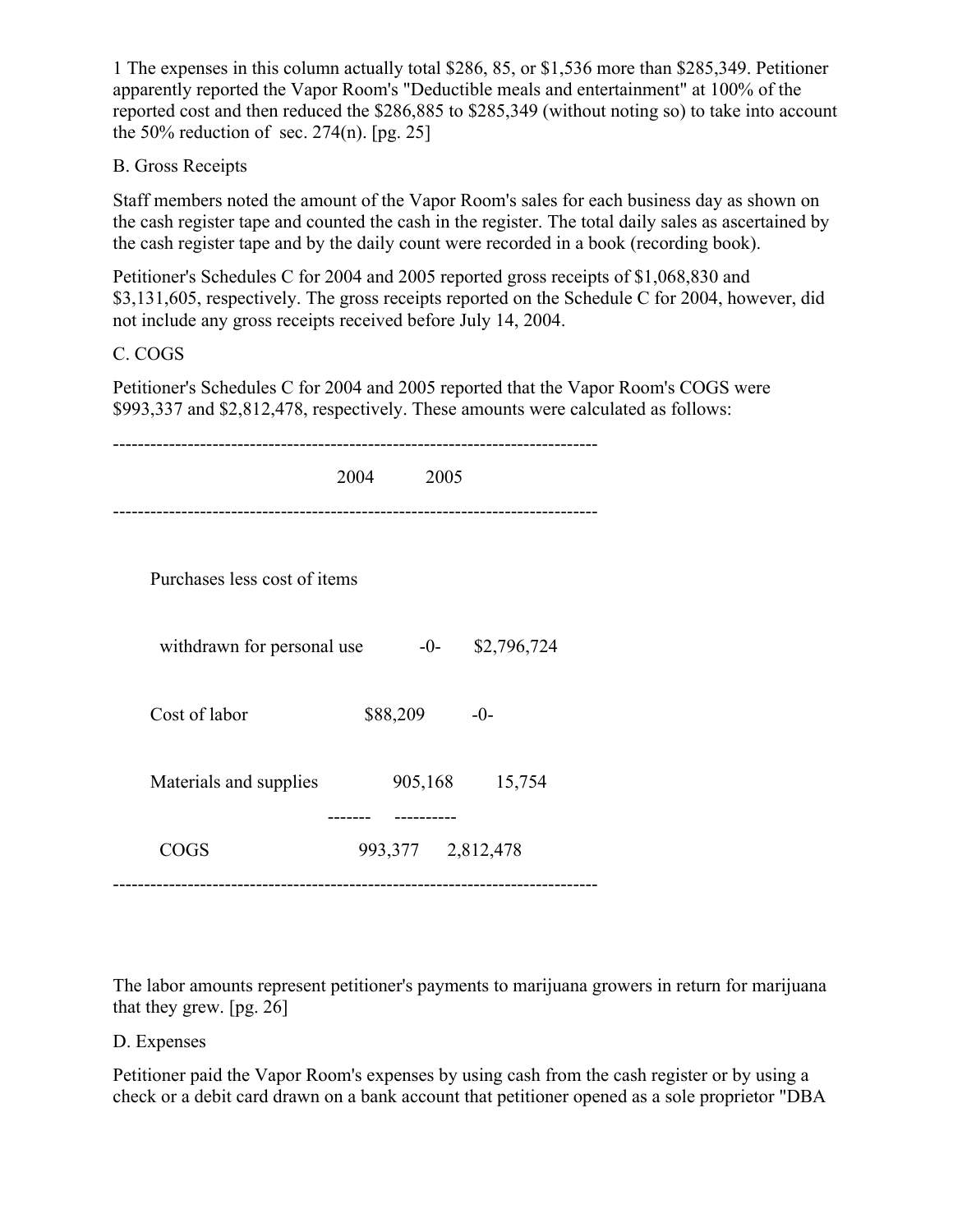1 The expenses in this column actually total $286, 85, or $1,536 more than $285,349. Petitioner apparently reported the Vapor Room's "Deductible meals and entertainment" at 100% of the reported cost and then reduced the $286,885 to $285,349 (without noting so) to take into account the 50% reduction of sec. 274(n). [pg. 25]

B. Gross Receipts

Staff members noted the amount of the Vapor Room's sales for each business day as shown on the cash register tape and counted the cash in the register. The total daily sales as ascertained by the cash register tape and by the daily count were recorded in a book (recording book).

Petitioner's Schedules C for 2004 and 2005 reported gross receipts of $1,068,830 and $3,131,605, respectively. The gross receipts reported on the Schedule C for 2004, however, did not include any gross receipts received before July 14, 2004.

C. COGS

Petitioner's Schedules C for 2004 and 2005 reported that the Vapor Room's COGS were $993,337 and $2,812,478, respectively. These amounts were calculated as follows:

| | 2004 | 2005 |
|---|---|---|
| Purchases less cost of items withdrawn for personal use | -0- | $2,796,724 |
| Cost of labor | $88,209 | -0- |
| Materials and supplies | 905,168 | 15,754 |
| COGS | 993,377 | 2,812,478 |

The labor amounts represent petitioner's payments to marijuana growers in return for marijuana that they grew. [pg. 26]

D. Expenses

Petitioner paid the Vapor Room's expenses by using cash from the cash register or by using a check or a debit card drawn on a bank account that petitioner opened as a sole proprietor "DBA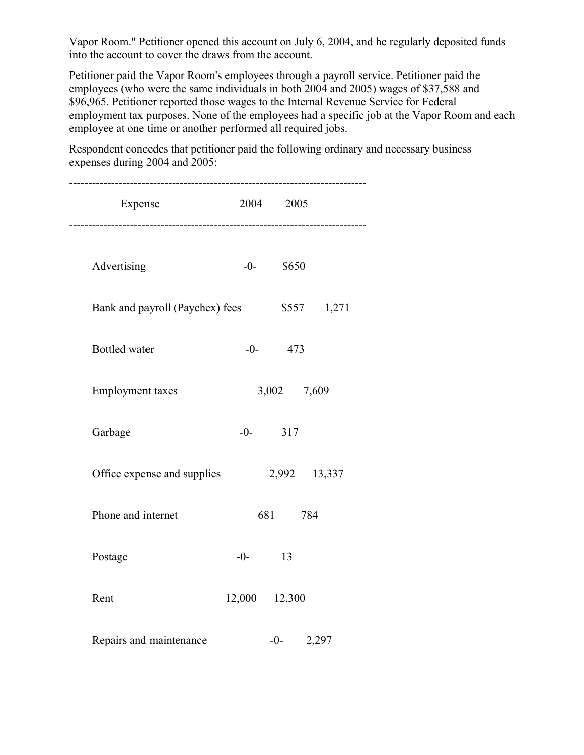Vapor Room." Petitioner opened this account on July 6, 2004, and he regularly deposited funds into the account to cover the draws from the account.

Petitioner paid the Vapor Room's employees through a payroll service. Petitioner paid the employees (who were the same individuals in both 2004 and 2005) wages of $37,588 and $96,965. Petitioner reported those wages to the Internal Revenue Service for Federal employment tax purposes. None of the employees had a specific job at the Vapor Room and each employee at one time or another performed all required jobs.

Respondent concedes that petitioner paid the following ordinary and necessary business expenses during 2004 and 2005:

| Expense | 2004 | 2005 |
|---|---|---|
| Advertising | -0- | $650 |
| Bank and payroll (Paychex) fees | $557 | 1,271 |
| Bottled water | -0- | 473 |
| Employment taxes | 3,002 | 7,609 |
| Garbage | -0- | 317 |
| Office expense and supplies | 2,992 | 13,337 |
| Phone and internet | 681 | 784 |
| Postage | -0- | 13 |
| Rent | 12,000 | 12,300 |
| Repairs and maintenance | -0- | 2,297 |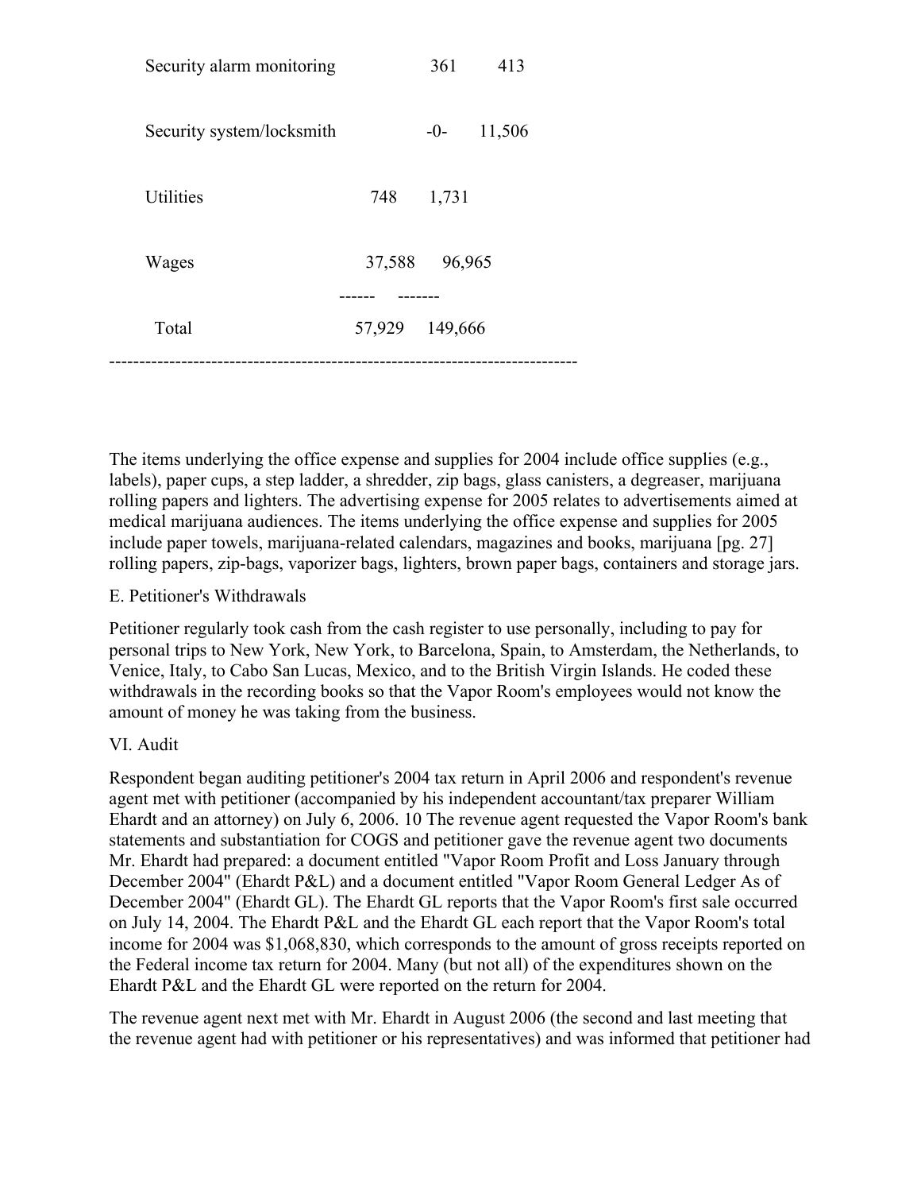| | | |
|---|---|---|
| Security alarm monitoring | 361 | 413 |
| Security system/locksmith | -0- | 11,506 |
| Utilities | 748 | 1,731 |
| Wages | 37,588 | 96,965 |
| | ------ | ------- |
| Total | 57,929 | 149,666 |

The items underlying the office expense and supplies for 2004 include office supplies (e.g., labels), paper cups, a step ladder, a shredder, zip bags, glass canisters, a degreaser, marijuana rolling papers and lighters. The advertising expense for 2005 relates to advertisements aimed at medical marijuana audiences. The items underlying the office expense and supplies for 2005 include paper towels, marijuana-related calendars, magazines and books, marijuana [pg. 27] rolling papers, zip-bags, vaporizer bags, lighters, brown paper bags, containers and storage jars.

E. Petitioner's Withdrawals

Petitioner regularly took cash from the cash register to use personally, including to pay for personal trips to New York, New York, to Barcelona, Spain, to Amsterdam, the Netherlands, to Venice, Italy, to Cabo San Lucas, Mexico, and to the British Virgin Islands. He coded these withdrawals in the recording books so that the Vapor Room's employees would not know the amount of money he was taking from the business.

VI. Audit

Respondent began auditing petitioner's 2004 tax return in April 2006 and respondent's revenue agent met with petitioner (accompanied by his independent accountant/tax preparer William Ehardt and an attorney) on July 6, 2006. 10 The revenue agent requested the Vapor Room's bank statements and substantiation for COGS and petitioner gave the revenue agent two documents Mr. Ehardt had prepared: a document entitled "Vapor Room Profit and Loss January through December 2004" (Ehardt P&L) and a document entitled "Vapor Room General Ledger As of December 2004" (Ehardt GL). The Ehardt GL reports that the Vapor Room's first sale occurred on July 14, 2004. The Ehardt P&L and the Ehardt GL each report that the Vapor Room's total income for 2004 was $1,068,830, which corresponds to the amount of gross receipts reported on the Federal income tax return for 2004. Many (but not all) of the expenditures shown on the Ehardt P&L and the Ehardt GL were reported on the return for 2004.

The revenue agent next met with Mr. Ehardt in August 2006 (the second and last meeting that the revenue agent had with petitioner or his representatives) and was informed that petitioner had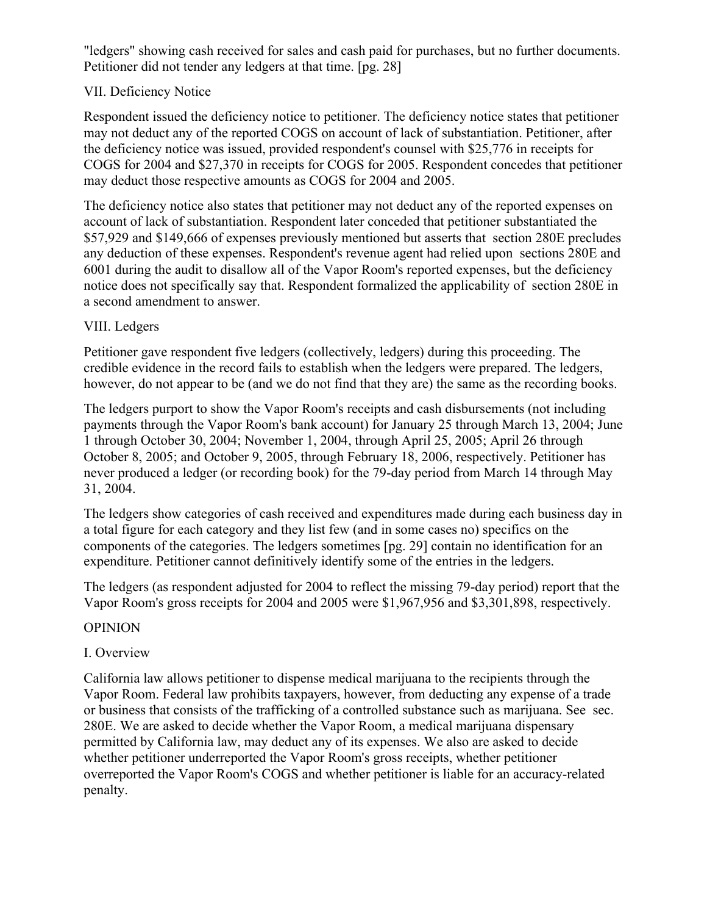"ledgers" showing cash received for sales and cash paid for purchases, but no further documents. Petitioner did not tender any ledgers at that time. [pg. 28]

VII. Deficiency Notice

Respondent issued the deficiency notice to petitioner. The deficiency notice states that petitioner may not deduct any of the reported COGS on account of lack of substantiation. Petitioner, after the deficiency notice was issued, provided respondent's counsel with $25,776 in receipts for COGS for 2004 and $27,370 in receipts for COGS for 2005. Respondent concedes that petitioner may deduct those respective amounts as COGS for 2004 and 2005.

The deficiency notice also states that petitioner may not deduct any of the reported expenses on account of lack of substantiation. Respondent later conceded that petitioner substantiated the $57,929 and $149,666 of expenses previously mentioned but asserts that section 280E precludes any deduction of these expenses. Respondent's revenue agent had relied upon sections 280E and 6001 during the audit to disallow all of the Vapor Room's reported expenses, but the deficiency notice does not specifically say that. Respondent formalized the applicability of section 280E in a second amendment to answer.

VIII. Ledgers

Petitioner gave respondent five ledgers (collectively, ledgers) during this proceeding. The credible evidence in the record fails to establish when the ledgers were prepared. The ledgers, however, do not appear to be (and we do not find that they are) the same as the recording books.

The ledgers purport to show the Vapor Room's receipts and cash disbursements (not including payments through the Vapor Room's bank account) for January 25 through March 13, 2004; June 1 through October 30, 2004; November 1, 2004, through April 25, 2005; April 26 through October 8, 2005; and October 9, 2005, through February 18, 2006, respectively. Petitioner has never produced a ledger (or recording book) for the 79-day period from March 14 through May 31, 2004.

The ledgers show categories of cash received and expenditures made during each business day in a total figure for each category and they list few (and in some cases no) specifics on the components of the categories. The ledgers sometimes [pg. 29] contain no identification for an expenditure. Petitioner cannot definitively identify some of the entries in the ledgers.

The ledgers (as respondent adjusted for 2004 to reflect the missing 79-day period) report that the Vapor Room's gross receipts for 2004 and 2005 were $1,967,956 and $3,301,898, respectively.

OPINION

I. Overview

California law allows petitioner to dispense medical marijuana to the recipients through the Vapor Room. Federal law prohibits taxpayers, however, from deducting any expense of a trade or business that consists of the trafficking of a controlled substance such as marijuana. See sec. 280E. We are asked to decide whether the Vapor Room, a medical marijuana dispensary permitted by California law, may deduct any of its expenses. We also are asked to decide whether petitioner underreported the Vapor Room's gross receipts, whether petitioner overreported the Vapor Room's COGS and whether petitioner is liable for an accuracy-related penalty.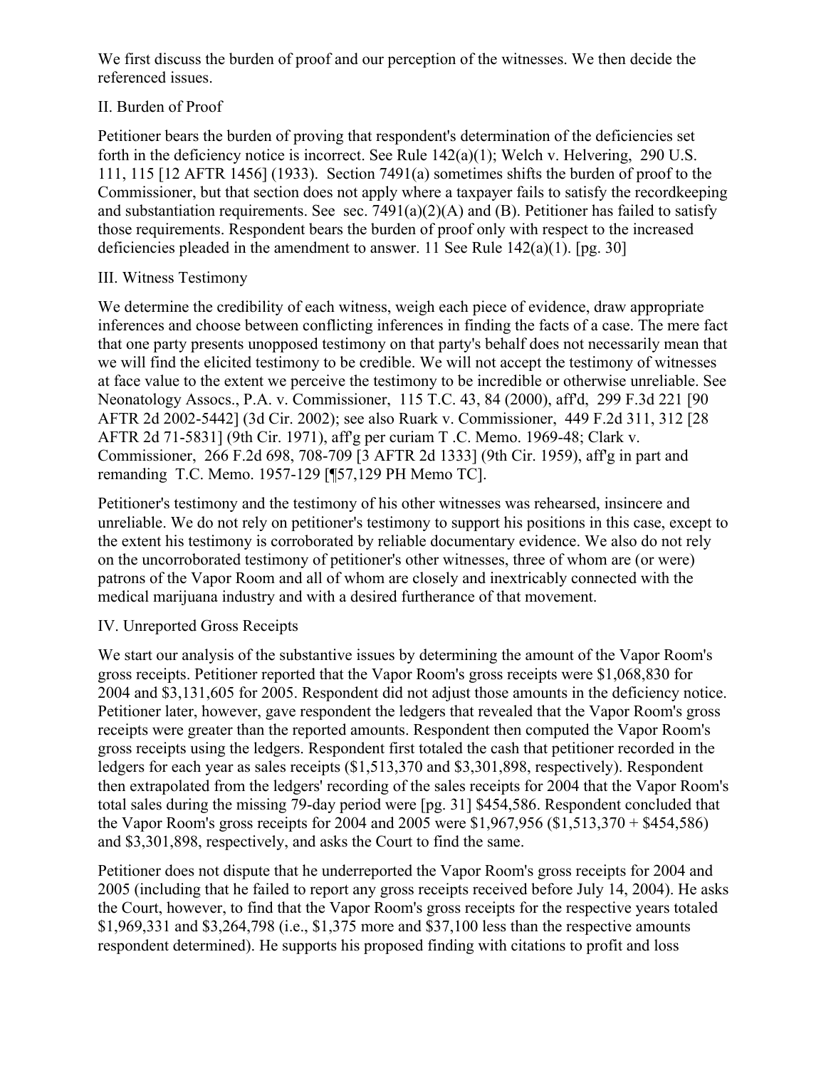We first discuss the burden of proof and our perception of the witnesses. We then decide the referenced issues.

## II. Burden of Proof

Petitioner bears the burden of proving that respondent's determination of the deficiencies set forth in the deficiency notice is incorrect. See Rule 142(a)(1); Welch v. Helvering, 290 U.S. 111, 115 [12 AFTR 1456] (1933). Section 7491(a) sometimes shifts the burden of proof to the Commissioner, but that section does not apply where a taxpayer fails to satisfy the recordkeeping and substantiation requirements. See sec. 7491(a)(2)(A) and (B). Petitioner has failed to satisfy those requirements. Respondent bears the burden of proof only with respect to the increased deficiencies pleaded in the amendment to answer. 11 See Rule 142(a)(1). [pg. 30]

## III. Witness Testimony

We determine the credibility of each witness, weigh each piece of evidence, draw appropriate inferences and choose between conflicting inferences in finding the facts of a case. The mere fact that one party presents unopposed testimony on that party's behalf does not necessarily mean that we will find the elicited testimony to be credible. We will not accept the testimony of witnesses at face value to the extent we perceive the testimony to be incredible or otherwise unreliable. See Neonatology Assocs., P.A. v. Commissioner, 115 T.C. 43, 84 (2000), aff'd, 299 F.3d 221 [90 AFTR 2d 2002-5442] (3d Cir. 2002); see also Ruark v. Commissioner, 449 F.2d 311, 312 [28 AFTR 2d 71-5831] (9th Cir. 1971), aff'g per curiam T .C. Memo. 1969-48; Clark v. Commissioner, 266 F.2d 698, 708-709 [3 AFTR 2d 1333] (9th Cir. 1959), aff'g in part and remanding T.C. Memo. 1957-129 [¶57,129 PH Memo TC].

Petitioner's testimony and the testimony of his other witnesses was rehearsed, insincere and unreliable. We do not rely on petitioner's testimony to support his positions in this case, except to the extent his testimony is corroborated by reliable documentary evidence. We also do not rely on the uncorroborated testimony of petitioner's other witnesses, three of whom are (or were) patrons of the Vapor Room and all of whom are closely and inextricably connected with the medical marijuana industry and with a desired furtherance of that movement.

## IV. Unreported Gross Receipts

We start our analysis of the substantive issues by determining the amount of the Vapor Room's gross receipts. Petitioner reported that the Vapor Room's gross receipts were $1,068,830 for 2004 and $3,131,605 for 2005. Respondent did not adjust those amounts in the deficiency notice. Petitioner later, however, gave respondent the ledgers that revealed that the Vapor Room's gross receipts were greater than the reported amounts. Respondent then computed the Vapor Room's gross receipts using the ledgers. Respondent first totaled the cash that petitioner recorded in the ledgers for each year as sales receipts ($1,513,370 and $3,301,898, respectively). Respondent then extrapolated from the ledgers' recording of the sales receipts for 2004 that the Vapor Room's total sales during the missing 79-day period were [pg. 31] $454,586. Respondent concluded that the Vapor Room's gross receipts for 2004 and 2005 were $1,967,956 ($1,513,370 + $454,586) and $3,301,898, respectively, and asks the Court to find the same.

Petitioner does not dispute that he underreported the Vapor Room's gross receipts for 2004 and 2005 (including that he failed to report any gross receipts received before July 14, 2004). He asks the Court, however, to find that the Vapor Room's gross receipts for the respective years totaled $1,969,331 and $3,264,798 (i.e., $1,375 more and $37,100 less than the respective amounts respondent determined). He supports his proposed finding with citations to profit and loss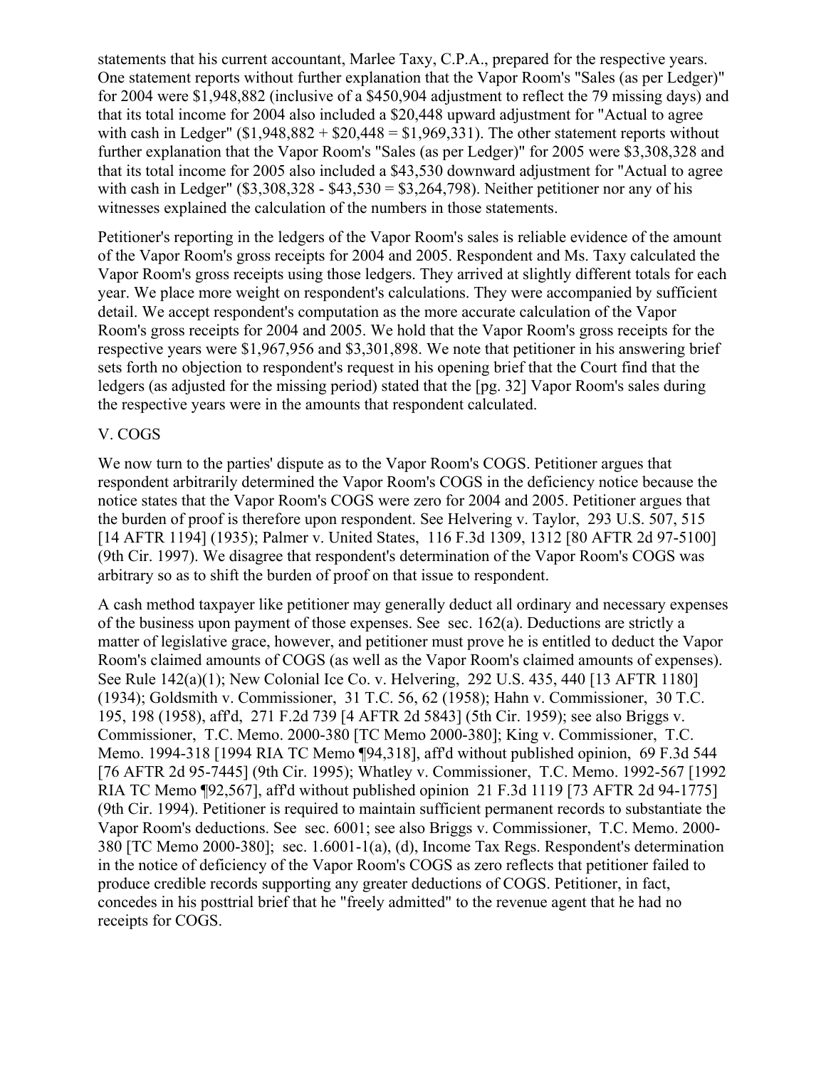statements that his current accountant, Marlee Taxy, C.P.A., prepared for the respective years. One statement reports without further explanation that the Vapor Room's "Sales (as per Ledger)" for 2004 were $1,948,882 (inclusive of a $450,904 adjustment to reflect the 79 missing days) and that its total income for 2004 also included a $20,448 upward adjustment for "Actual to agree with cash in Ledger" ($1,948,882 + $20,448 = $1,969,331). The other statement reports without further explanation that the Vapor Room's "Sales (as per Ledger)" for 2005 were $3,308,328 and that its total income for 2005 also included a $43,530 downward adjustment for "Actual to agree with cash in Ledger" ($3,308,328 - $43,530 = $3,264,798). Neither petitioner nor any of his witnesses explained the calculation of the numbers in those statements.

Petitioner's reporting in the ledgers of the Vapor Room's sales is reliable evidence of the amount of the Vapor Room's gross receipts for 2004 and 2005. Respondent and Ms. Taxy calculated the Vapor Room's gross receipts using those ledgers. They arrived at slightly different totals for each year. We place more weight on respondent's calculations. They were accompanied by sufficient detail. We accept respondent's computation as the more accurate calculation of the Vapor Room's gross receipts for 2004 and 2005. We hold that the Vapor Room's gross receipts for the respective years were $1,967,956 and $3,301,898. We note that petitioner in his answering brief sets forth no objection to respondent's request in his opening brief that the Court find that the ledgers (as adjusted for the missing period) stated that the [pg. 32] Vapor Room's sales during the respective years were in the amounts that respondent calculated.

## V. COGS

We now turn to the parties' dispute as to the Vapor Room's COGS. Petitioner argues that respondent arbitrarily determined the Vapor Room's COGS in the deficiency notice because the notice states that the Vapor Room's COGS were zero for 2004 and 2005. Petitioner argues that the burden of proof is therefore upon respondent. See Helvering v. Taylor, 293 U.S. 507, 515 [14 AFTR 1194] (1935); Palmer v. United States, 116 F.3d 1309, 1312 [80 AFTR 2d 97-5100] (9th Cir. 1997). We disagree that respondent's determination of the Vapor Room's COGS was arbitrary so as to shift the burden of proof on that issue to respondent.

A cash method taxpayer like petitioner may generally deduct all ordinary and necessary expenses of the business upon payment of those expenses. See sec. 162(a). Deductions are strictly a matter of legislative grace, however, and petitioner must prove he is entitled to deduct the Vapor Room's claimed amounts of COGS (as well as the Vapor Room's claimed amounts of expenses). See Rule 142(a)(1); New Colonial Ice Co. v. Helvering, 292 U.S. 435, 440 [13 AFTR 1180] (1934); Goldsmith v. Commissioner, 31 T.C. 56, 62 (1958); Hahn v. Commissioner, 30 T.C. 195, 198 (1958), aff'd, 271 F.2d 739 [4 AFTR 2d 5843] (5th Cir. 1959); see also Briggs v. Commissioner, T.C. Memo. 2000-380 [TC Memo 2000-380]; King v. Commissioner, T.C. Memo. 1994-318 [1994 RIA TC Memo ¶94,318], aff'd without published opinion, 69 F.3d 544 [76 AFTR 2d 95-7445] (9th Cir. 1995); Whatley v. Commissioner, T.C. Memo. 1992-567 [1992 RIA TC Memo ¶92,567], aff'd without published opinion 21 F.3d 1119 [73 AFTR 2d 94-1775] (9th Cir. 1994). Petitioner is required to maintain sufficient permanent records to substantiate the Vapor Room's deductions. See sec. 6001; see also Briggs v. Commissioner, T.C. Memo. 2000-380 [TC Memo 2000-380]; sec. 1.6001-1(a), (d), Income Tax Regs. Respondent's determination in the notice of deficiency of the Vapor Room's COGS as zero reflects that petitioner failed to produce credible records supporting any greater deductions of COGS. Petitioner, in fact, concedes in his posttrial brief that he "freely admitted" to the revenue agent that he had no receipts for COGS.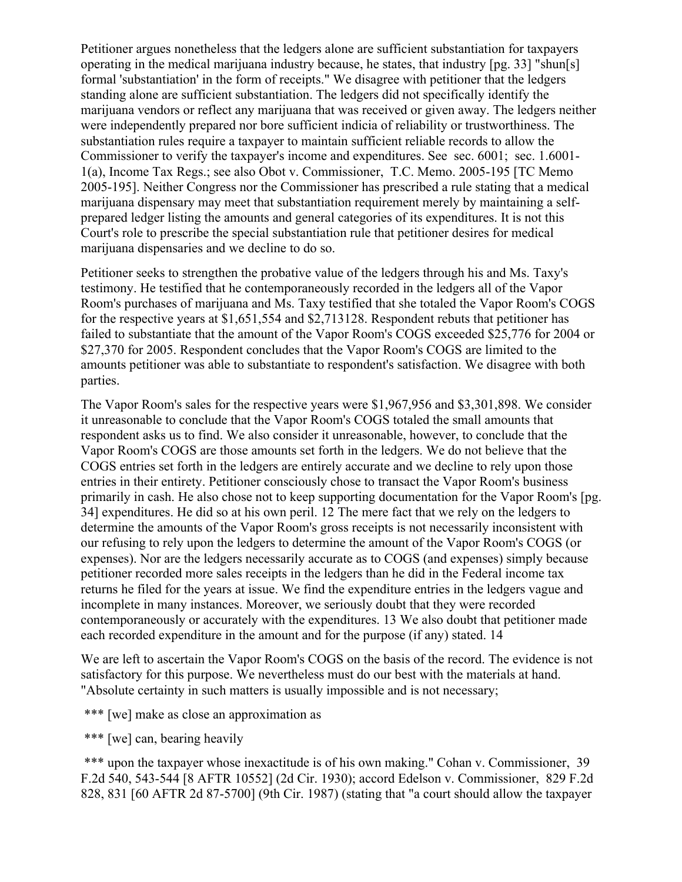Petitioner argues nonetheless that the ledgers alone are sufficient substantiation for taxpayers operating in the medical marijuana industry because, he states, that industry [pg. 33] "shun[s] formal 'substantiation' in the form of receipts." We disagree with petitioner that the ledgers standing alone are sufficient substantiation. The ledgers did not specifically identify the marijuana vendors or reflect any marijuana that was received or given away. The ledgers neither were independently prepared nor bore sufficient indicia of reliability or trustworthiness. The substantiation rules require a taxpayer to maintain sufficient reliable records to allow the Commissioner to verify the taxpayer's income and expenditures. See sec. 6001; sec. 1.6001-1(a), Income Tax Regs.; see also Obot v. Commissioner, T.C. Memo. 2005-195 [TC Memo 2005-195]. Neither Congress nor the Commissioner has prescribed a rule stating that a medical marijuana dispensary may meet that substantiation requirement merely by maintaining a self-prepared ledger listing the amounts and general categories of its expenditures. It is not this Court's role to prescribe the special substantiation rule that petitioner desires for medical marijuana dispensaries and we decline to do so.

Petitioner seeks to strengthen the probative value of the ledgers through his and Ms. Taxy's testimony. He testified that he contemporaneously recorded in the ledgers all of the Vapor Room's purchases of marijuana and Ms. Taxy testified that she totaled the Vapor Room's COGS for the respective years at $1,651,554 and $2,713128. Respondent rebuts that petitioner has failed to substantiate that the amount of the Vapor Room's COGS exceeded $25,776 for 2004 or $27,370 for 2005. Respondent concludes that the Vapor Room's COGS are limited to the amounts petitioner was able to substantiate to respondent's satisfaction. We disagree with both parties.

The Vapor Room's sales for the respective years were $1,967,956 and $3,301,898. We consider it unreasonable to conclude that the Vapor Room's COGS totaled the small amounts that respondent asks us to find. We also consider it unreasonable, however, to conclude that the Vapor Room's COGS are those amounts set forth in the ledgers. We do not believe that the COGS entries set forth in the ledgers are entirely accurate and we decline to rely upon those entries in their entirety. Petitioner consciously chose to transact the Vapor Room's business primarily in cash. He also chose not to keep supporting documentation for the Vapor Room's [pg. 34] expenditures. He did so at his own peril. 12 The mere fact that we rely on the ledgers to determine the amounts of the Vapor Room's gross receipts is not necessarily inconsistent with our refusing to rely upon the ledgers to determine the amount of the Vapor Room's COGS (or expenses). Nor are the ledgers necessarily accurate as to COGS (and expenses) simply because petitioner recorded more sales receipts in the ledgers than he did in the Federal income tax returns he filed for the years at issue. We find the expenditure entries in the ledgers vague and incomplete in many instances. Moreover, we seriously doubt that they were recorded contemporaneously or accurately with the expenditures. 13 We also doubt that petitioner made each recorded expenditure in the amount and for the purpose (if any) stated. 14

We are left to ascertain the Vapor Room's COGS on the basis of the record. The evidence is not satisfactory for this purpose. We nevertheless must do our best with the materials at hand. "Absolute certainty in such matters is usually impossible and is not necessary;

*** [we] make as close an approximation as

*** [we] can, bearing heavily

*** upon the taxpayer whose inexactitude is of his own making." Cohan v. Commissioner, 39 F.2d 540, 543-544 [8 AFTR 10552] (2d Cir. 1930); accord Edelson v. Commissioner, 829 F.2d 828, 831 [60 AFTR 2d 87-5700] (9th Cir. 1987) (stating that "a court should allow the taxpayer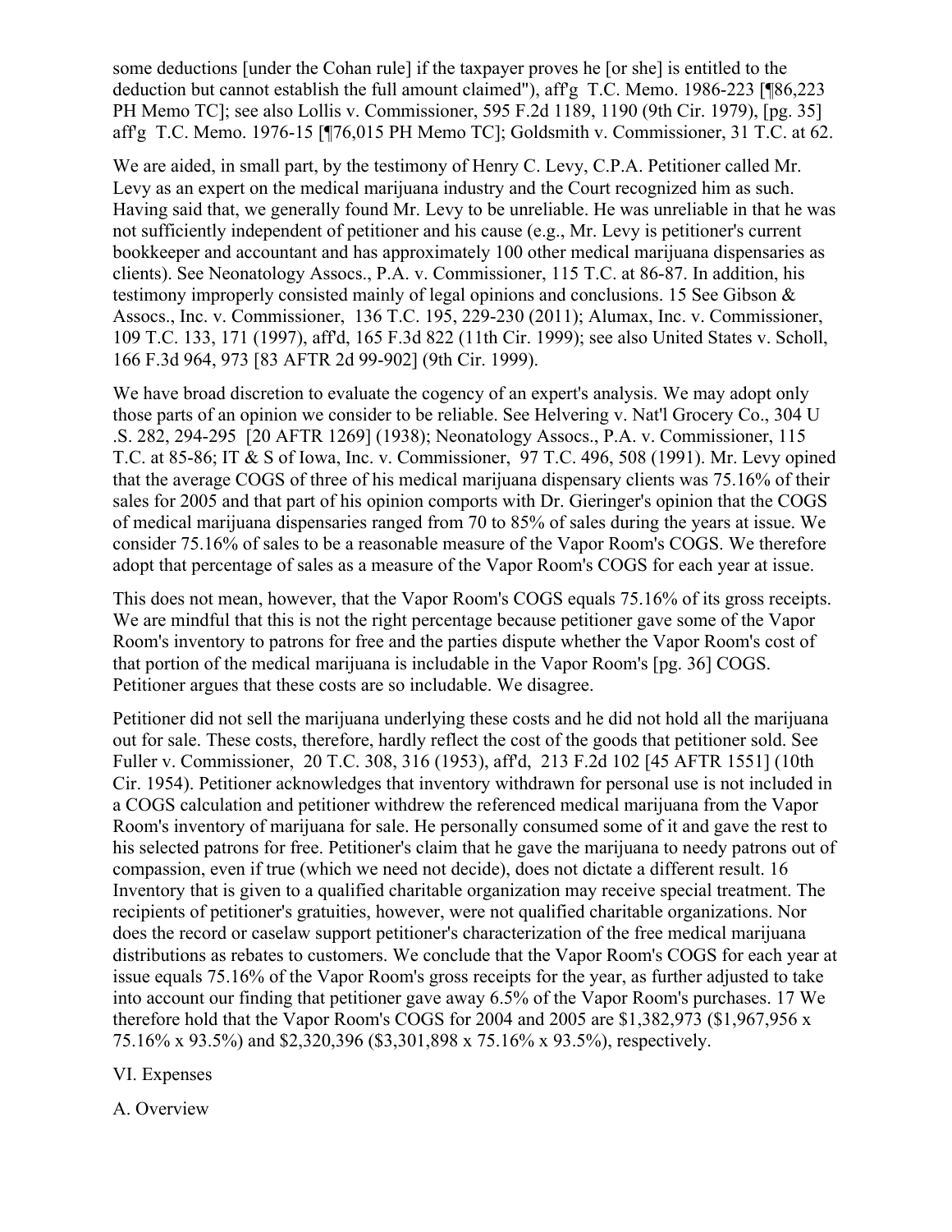some deductions [under the Cohan rule] if the taxpayer proves he [or she] is entitled to the deduction but cannot establish the full amount claimed"), aff'g T.C. Memo. 1986-223 [¶86,223 PH Memo TC]; see also Lollis v. Commissioner, 595 F.2d 1189, 1190 (9th Cir. 1979), [pg. 35] aff'g T.C. Memo. 1976-15 [¶76,015 PH Memo TC]; Goldsmith v. Commissioner, 31 T.C. at 62.

We are aided, in small part, by the testimony of Henry C. Levy, C.P.A. Petitioner called Mr. Levy as an expert on the medical marijuana industry and the Court recognized him as such. Having said that, we generally found Mr. Levy to be unreliable. He was unreliable in that he was not sufficiently independent of petitioner and his cause (e.g., Mr. Levy is petitioner's current bookkeeper and accountant and has approximately 100 other medical marijuana dispensaries as clients). See Neonatology Assocs., P.A. v. Commissioner, 115 T.C. at 86-87. In addition, his testimony improperly consisted mainly of legal opinions and conclusions. 15 See Gibson & Assocs., Inc. v. Commissioner, 136 T.C. 195, 229-230 (2011); Alumax, Inc. v. Commissioner, 109 T.C. 133, 171 (1997), aff'd, 165 F.3d 822 (11th Cir. 1999); see also United States v. Scholl, 166 F.3d 964, 973 [83 AFTR 2d 99-902] (9th Cir. 1999).

We have broad discretion to evaluate the cogency of an expert's analysis. We may adopt only those parts of an opinion we consider to be reliable. See Helvering v. Nat'l Grocery Co., 304 U .S. 282, 294-295 [20 AFTR 1269] (1938); Neonatology Assocs., P.A. v. Commissioner, 115 T.C. at 85-86; IT & S of Iowa, Inc. v. Commissioner, 97 T.C. 496, 508 (1991). Mr. Levy opined that the average COGS of three of his medical marijuana dispensary clients was 75.16% of their sales for 2005 and that part of his opinion comports with Dr. Gieringer's opinion that the COGS of medical marijuana dispensaries ranged from 70 to 85% of sales during the years at issue. We consider 75.16% of sales to be a reasonable measure of the Vapor Room's COGS. We therefore adopt that percentage of sales as a measure of the Vapor Room's COGS for each year at issue.

This does not mean, however, that the Vapor Room's COGS equals 75.16% of its gross receipts. We are mindful that this is not the right percentage because petitioner gave some of the Vapor Room's inventory to patrons for free and the parties dispute whether the Vapor Room's cost of that portion of the medical marijuana is includable in the Vapor Room's [pg. 36] COGS. Petitioner argues that these costs are so includable. We disagree.

Petitioner did not sell the marijuana underlying these costs and he did not hold all the marijuana out for sale. These costs, therefore, hardly reflect the cost of the goods that petitioner sold. See Fuller v. Commissioner, 20 T.C. 308, 316 (1953), aff'd, 213 F.2d 102 [45 AFTR 1551] (10th Cir. 1954). Petitioner acknowledges that inventory withdrawn for personal use is not included in a COGS calculation and petitioner withdrew the referenced medical marijuana from the Vapor Room's inventory of marijuana for sale. He personally consumed some of it and gave the rest to his selected patrons for free. Petitioner's claim that he gave the marijuana to needy patrons out of compassion, even if true (which we need not decide), does not dictate a different result. 16 Inventory that is given to a qualified charitable organization may receive special treatment. The recipients of petitioner's gratuities, however, were not qualified charitable organizations. Nor does the record or caselaw support petitioner's characterization of the free medical marijuana distributions as rebates to customers. We conclude that the Vapor Room's COGS for each year at issue equals 75.16% of the Vapor Room's gross receipts for the year, as further adjusted to take into account our finding that petitioner gave away 6.5% of the Vapor Room's purchases. 17 We therefore hold that the Vapor Room's COGS for 2004 and 2005 are $1,382,973 ($1,967,956 x 75.16% x 93.5%) and $2,320,396 ($3,301,898 x 75.16% x 93.5%), respectively.

VI. Expenses

A. Overview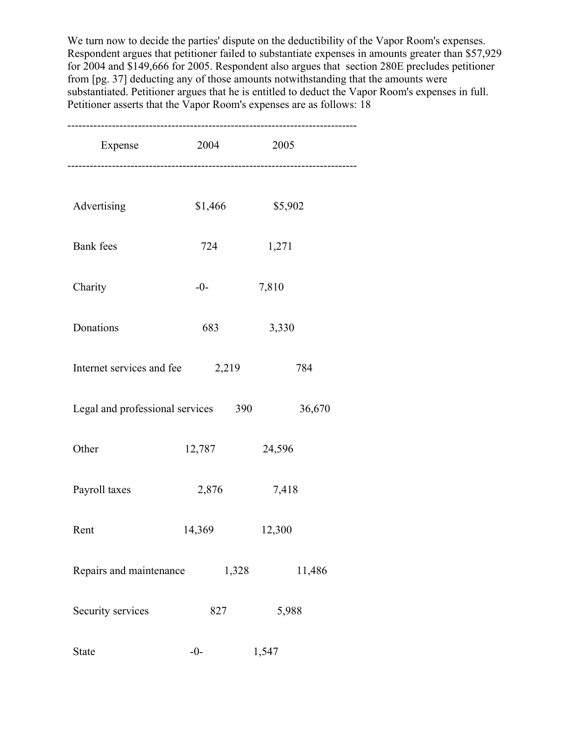We turn now to decide the parties' dispute on the deductibility of the Vapor Room's expenses. Respondent argues that petitioner failed to substantiate expenses in amounts greater than $57,929 for 2004 and $149,666 for 2005. Respondent also argues that section 280E precludes petitioner from [pg. 37] deducting any of those amounts notwithstanding that the amounts were substantiated. Petitioner argues that he is entitled to deduct the Vapor Room's expenses in full. Petitioner asserts that the Vapor Room's expenses are as follows: 18

| Expense | 2004 | 2005 |
|---|---|---|
| Advertising | $1,466 | $5,902 |
| Bank fees | 724 | 1,271 |
| Charity | -0- | 7,810 |
| Donations | 683 | 3,330 |
| Internet services and fee | 2,219 | 784 |
| Legal and professional services | 390 | 36,670 |
| Other | 12,787 | 24,596 |
| Payroll taxes | 2,876 | 7,418 |
| Rent | 14,369 | 12,300 |
| Repairs and maintenance | 1,328 | 11,486 |
| Security services | 827 | 5,988 |
| State | -0- | 1,547 |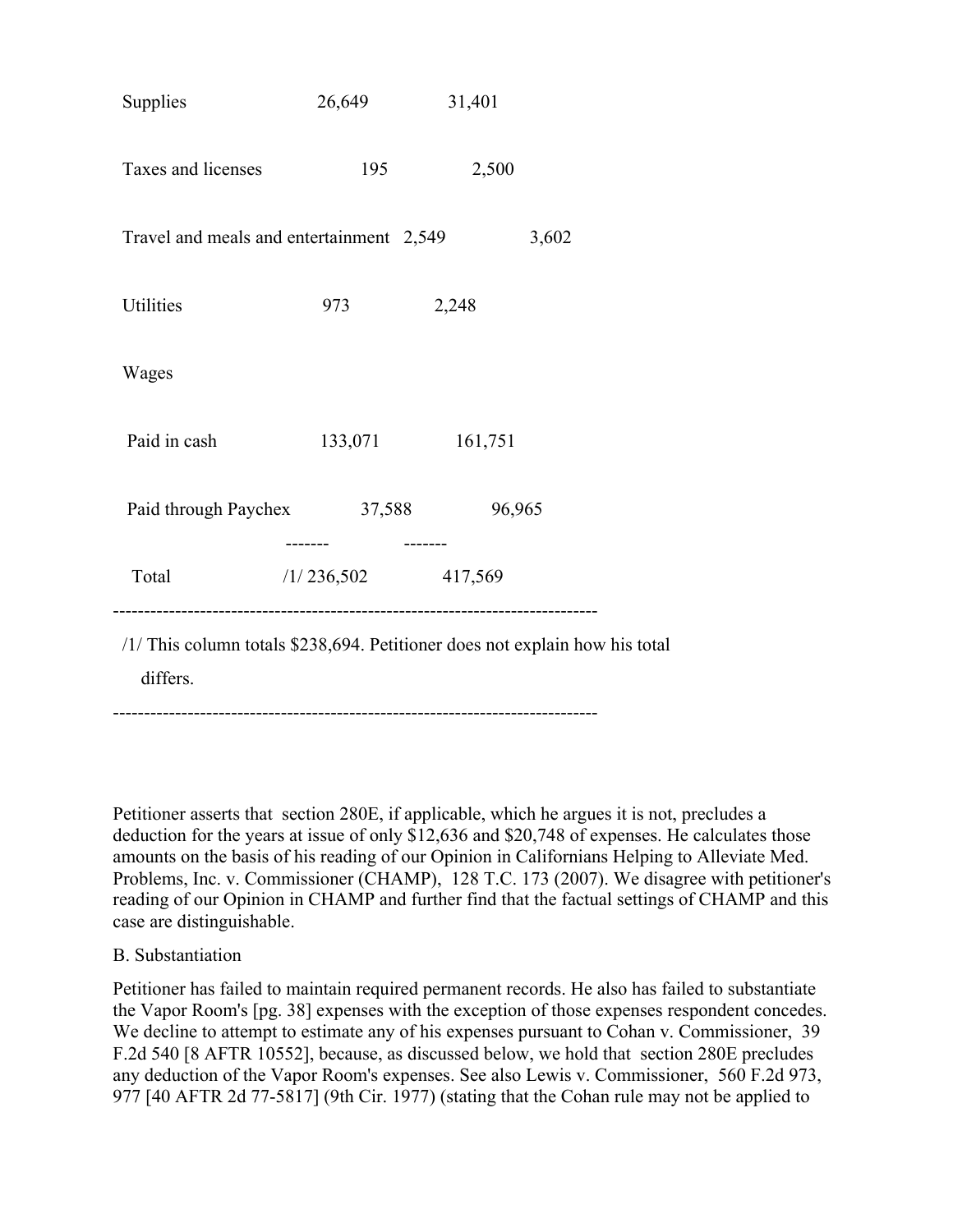| | | |
|---|---|---|
| Supplies | 26,649 | 31,401 |
| Taxes and licenses | 195 | 2,500 |
| Travel and meals and entertainment | 2,549 | 3,602 |
| Utilities | 973 | 2,248 |
| Wages | | |
| Paid in cash | 133,071 | 161,751 |
| Paid through Paychex | 37,588 | 96,965 |
| | ------- | ------- |
| Total | /1/ 236,502 | 417,569 |

---

/1/ This column totals $238,694. Petitioner does not explain how his total differs.

---

Petitioner asserts that section 280E, if applicable, which he argues it is not, precludes a deduction for the years at issue of only $12,636 and $20,748 of expenses. He calculates those amounts on the basis of his reading of our Opinion in Californians Helping to Alleviate Med. Problems, Inc. v. Commissioner (CHAMP), 128 T.C. 173 (2007). We disagree with petitioner's reading of our Opinion in CHAMP and further find that the factual settings of CHAMP and this case are distinguishable.

B. Substantiation

Petitioner has failed to maintain required permanent records. He also has failed to substantiate the Vapor Room's [pg. 38] expenses with the exception of those expenses respondent concedes. We decline to attempt to estimate any of his expenses pursuant to Cohan v. Commissioner, 39 F.2d 540 [8 AFTR 10552], because, as discussed below, we hold that section 280E precludes any deduction of the Vapor Room's expenses. See also Lewis v. Commissioner, 560 F.2d 973, 977 [40 AFTR 2d 77-5817] (9th Cir. 1977) (stating that the Cohan rule may not be applied to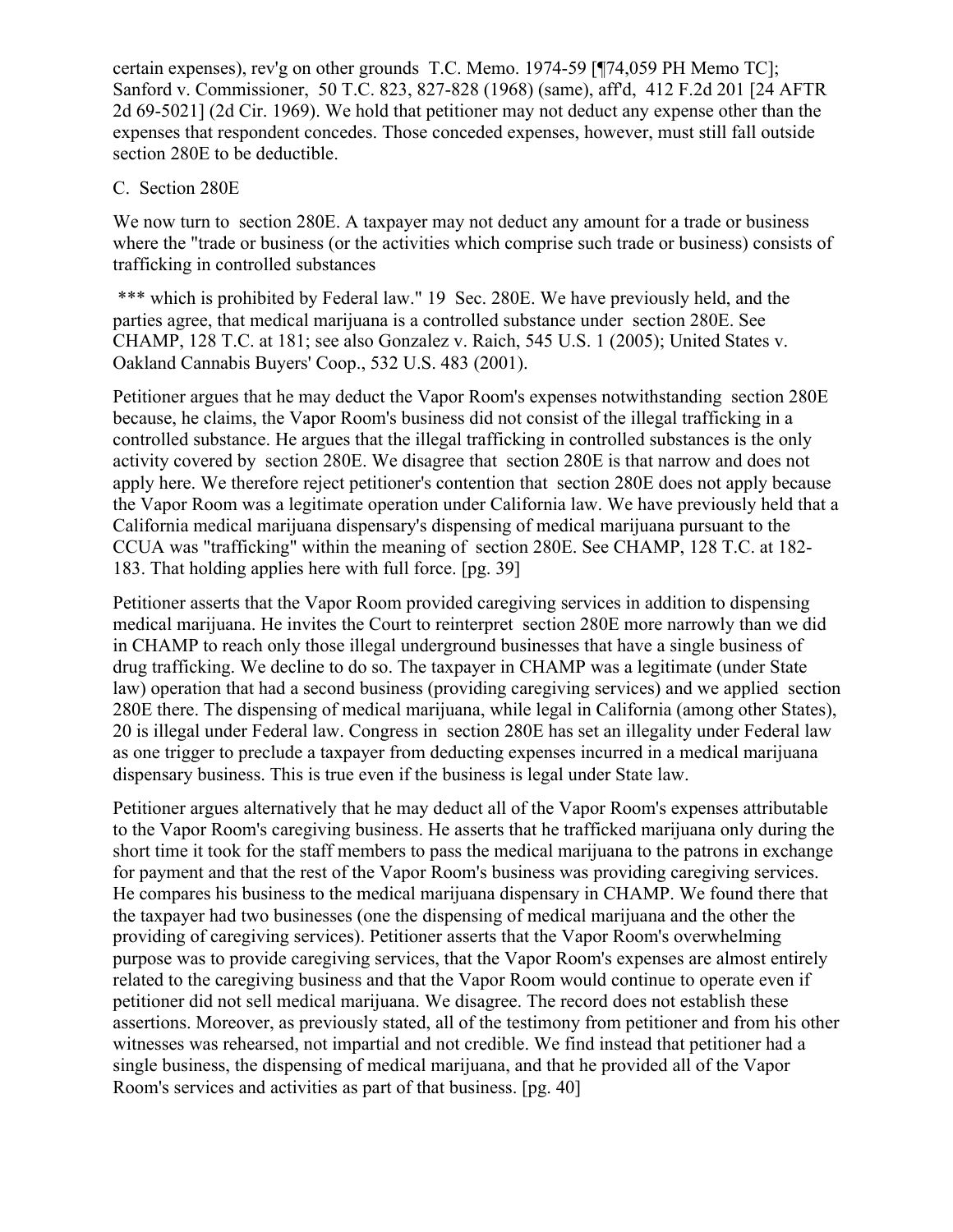certain expenses), rev'g on other grounds T.C. Memo. 1974-59 [¶74,059 PH Memo TC]; Sanford v. Commissioner, 50 T.C. 823, 827-828 (1968) (same), aff'd, 412 F.2d 201 [24 AFTR 2d 69-5021] (2d Cir. 1969). We hold that petitioner may not deduct any expense other than the expenses that respondent concedes. Those conceded expenses, however, must still fall outside section 280E to be deductible.

C. Section 280E

We now turn to section 280E. A taxpayer may not deduct any amount for a trade or business where the "trade or business (or the activities which comprise such trade or business) consists of trafficking in controlled substances

*** which is prohibited by Federal law." 19 Sec. 280E. We have previously held, and the parties agree, that medical marijuana is a controlled substance under section 280E. See CHAMP, 128 T.C. at 181; see also Gonzalez v. Raich, 545 U.S. 1 (2005); United States v. Oakland Cannabis Buyers' Coop., 532 U.S. 483 (2001).

Petitioner argues that he may deduct the Vapor Room's expenses notwithstanding section 280E because, he claims, the Vapor Room's business did not consist of the illegal trafficking in a controlled substance. He argues that the illegal trafficking in controlled substances is the only activity covered by section 280E. We disagree that section 280E is that narrow and does not apply here. We therefore reject petitioner's contention that section 280E does not apply because the Vapor Room was a legitimate operation under California law. We have previously held that a California medical marijuana dispensary's dispensing of medical marijuana pursuant to the CCUA was "trafficking" within the meaning of section 280E. See CHAMP, 128 T.C. at 182-183. That holding applies here with full force. [pg. 39]

Petitioner asserts that the Vapor Room provided caregiving services in addition to dispensing medical marijuana. He invites the Court to reinterpret section 280E more narrowly than we did in CHAMP to reach only those illegal underground businesses that have a single business of drug trafficking. We decline to do so. The taxpayer in CHAMP was a legitimate (under State law) operation that had a second business (providing caregiving services) and we applied section 280E there. The dispensing of medical marijuana, while legal in California (among other States), 20 is illegal under Federal law. Congress in section 280E has set an illegality under Federal law as one trigger to preclude a taxpayer from deducting expenses incurred in a medical marijuana dispensary business. This is true even if the business is legal under State law.

Petitioner argues alternatively that he may deduct all of the Vapor Room's expenses attributable to the Vapor Room's caregiving business. He asserts that he trafficked marijuana only during the short time it took for the staff members to pass the medical marijuana to the patrons in exchange for payment and that the rest of the Vapor Room's business was providing caregiving services. He compares his business to the medical marijuana dispensary in CHAMP. We found there that the taxpayer had two businesses (one the dispensing of medical marijuana and the other the providing of caregiving services). Petitioner asserts that the Vapor Room's overwhelming purpose was to provide caregiving services, that the Vapor Room's expenses are almost entirely related to the caregiving business and that the Vapor Room would continue to operate even if petitioner did not sell medical marijuana. We disagree. The record does not establish these assertions. Moreover, as previously stated, all of the testimony from petitioner and from his other witnesses was rehearsed, not impartial and not credible. We find instead that petitioner had a single business, the dispensing of medical marijuana, and that he provided all of the Vapor Room's services and activities as part of that business. [pg. 40]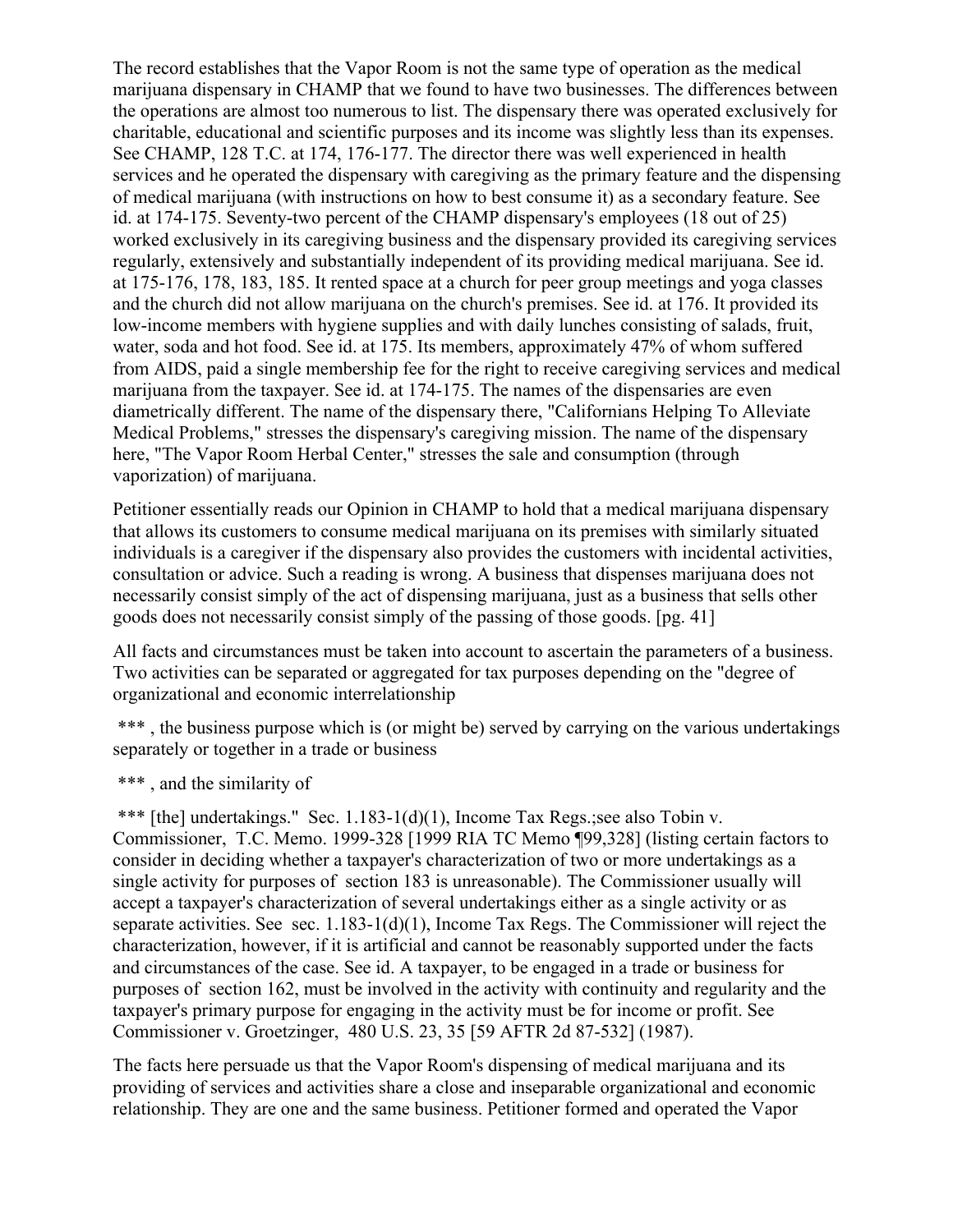The record establishes that the Vapor Room is not the same type of operation as the medical marijuana dispensary in CHAMP that we found to have two businesses. The differences between the operations are almost too numerous to list. The dispensary there was operated exclusively for charitable, educational and scientific purposes and its income was slightly less than its expenses. See CHAMP, 128 T.C. at 174, 176-177. The director there was well experienced in health services and he operated the dispensary with caregiving as the primary feature and the dispensing of medical marijuana (with instructions on how to best consume it) as a secondary feature. See id. at 174-175. Seventy-two percent of the CHAMP dispensary's employees (18 out of 25) worked exclusively in its caregiving business and the dispensary provided its caregiving services regularly, extensively and substantially independent of its providing medical marijuana. See id. at 175-176, 178, 183, 185. It rented space at a church for peer group meetings and yoga classes and the church did not allow marijuana on the church's premises. See id. at 176. It provided its low-income members with hygiene supplies and with daily lunches consisting of salads, fruit, water, soda and hot food. See id. at 175. Its members, approximately 47% of whom suffered from AIDS, paid a single membership fee for the right to receive caregiving services and medical marijuana from the taxpayer. See id. at 174-175. The names of the dispensaries are even diametrically different. The name of the dispensary there, "Californians Helping To Alleviate Medical Problems," stresses the dispensary's caregiving mission. The name of the dispensary here, "The Vapor Room Herbal Center," stresses the sale and consumption (through vaporization) of marijuana.

Petitioner essentially reads our Opinion in CHAMP to hold that a medical marijuana dispensary that allows its customers to consume medical marijuana on its premises with similarly situated individuals is a caregiver if the dispensary also provides the customers with incidental activities, consultation or advice. Such a reading is wrong. A business that dispenses marijuana does not necessarily consist simply of the act of dispensing marijuana, just as a business that sells other goods does not necessarily consist simply of the passing of those goods. [pg. 41]

All facts and circumstances must be taken into account to ascertain the parameters of a business. Two activities can be separated or aggregated for tax purposes depending on the "degree of organizational and economic interrelationship

*** , the business purpose which is (or might be) served by carrying on the various undertakings separately or together in a trade or business

*** , and the similarity of

*** [the] undertakings." Sec. 1.183-1(d)(1), Income Tax Regs.;see also Tobin v. Commissioner, T.C. Memo. 1999-328 [1999 RIA TC Memo ¶99,328] (listing certain factors to consider in deciding whether a taxpayer's characterization of two or more undertakings as a single activity for purposes of section 183 is unreasonable). The Commissioner usually will accept a taxpayer's characterization of several undertakings either as a single activity or as separate activities. See sec. 1.183-1(d)(1), Income Tax Regs. The Commissioner will reject the characterization, however, if it is artificial and cannot be reasonably supported under the facts and circumstances of the case. See id. A taxpayer, to be engaged in a trade or business for purposes of section 162, must be involved in the activity with continuity and regularity and the taxpayer's primary purpose for engaging in the activity must be for income or profit. See Commissioner v. Groetzinger, 480 U.S. 23, 35 [59 AFTR 2d 87-532] (1987).

The facts here persuade us that the Vapor Room's dispensing of medical marijuana and its providing of services and activities share a close and inseparable organizational and economic relationship. They are one and the same business. Petitioner formed and operated the Vapor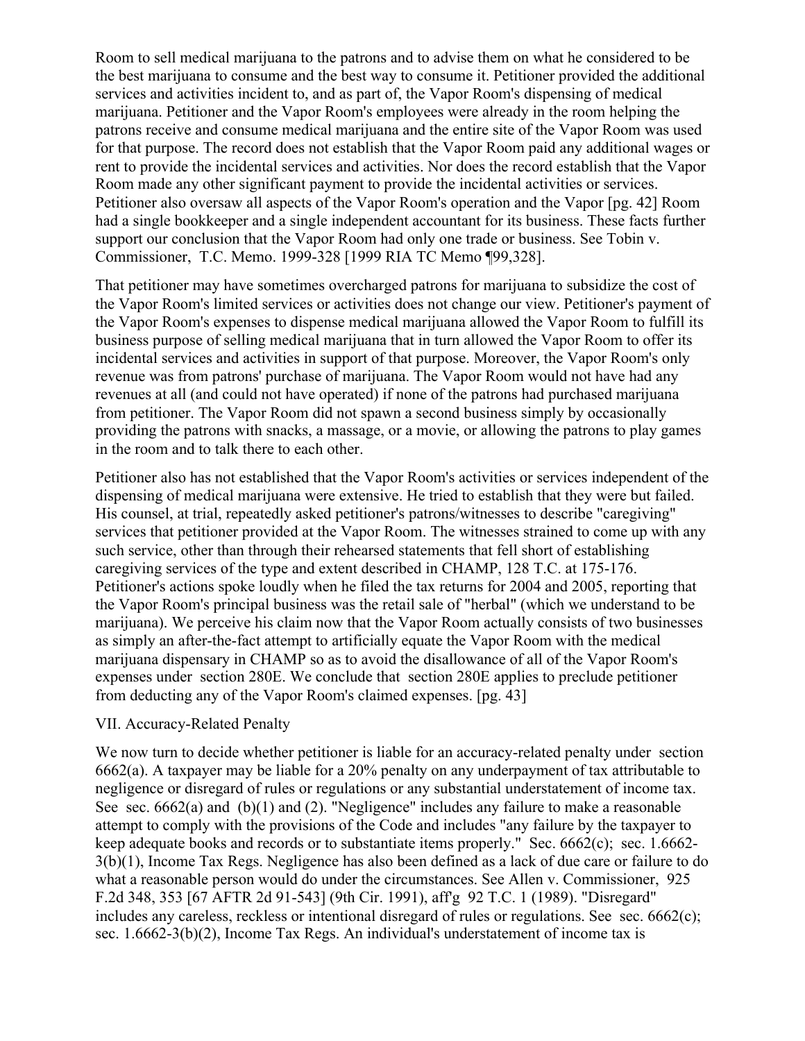Room to sell medical marijuana to the patrons and to advise them on what he considered to be the best marijuana to consume and the best way to consume it. Petitioner provided the additional services and activities incident to, and as part of, the Vapor Room's dispensing of medical marijuana. Petitioner and the Vapor Room's employees were already in the room helping the patrons receive and consume medical marijuana and the entire site of the Vapor Room was used for that purpose. The record does not establish that the Vapor Room paid any additional wages or rent to provide the incidental services and activities. Nor does the record establish that the Vapor Room made any other significant payment to provide the incidental activities or services. Petitioner also oversaw all aspects of the Vapor Room's operation and the Vapor [pg. 42] Room had a single bookkeeper and a single independent accountant for its business. These facts further support our conclusion that the Vapor Room had only one trade or business. See Tobin v. Commissioner, T.C. Memo. 1999-328 [1999 RIA TC Memo ¶99,328].

That petitioner may have sometimes overcharged patrons for marijuana to subsidize the cost of the Vapor Room's limited services or activities does not change our view. Petitioner's payment of the Vapor Room's expenses to dispense medical marijuana allowed the Vapor Room to fulfill its business purpose of selling medical marijuana that in turn allowed the Vapor Room to offer its incidental services and activities in support of that purpose. Moreover, the Vapor Room's only revenue was from patrons' purchase of marijuana. The Vapor Room would not have had any revenues at all (and could not have operated) if none of the patrons had purchased marijuana from petitioner. The Vapor Room did not spawn a second business simply by occasionally providing the patrons with snacks, a massage, or a movie, or allowing the patrons to play games in the room and to talk there to each other.

Petitioner also has not established that the Vapor Room's activities or services independent of the dispensing of medical marijuana were extensive. He tried to establish that they were but failed. His counsel, at trial, repeatedly asked petitioner's patrons/witnesses to describe "caregiving" services that petitioner provided at the Vapor Room. The witnesses strained to come up with any such service, other than through their rehearsed statements that fell short of establishing caregiving services of the type and extent described in CHAMP, 128 T.C. at 175-176. Petitioner's actions spoke loudly when he filed the tax returns for 2004 and 2005, reporting that the Vapor Room's principal business was the retail sale of "herbal" (which we understand to be marijuana). We perceive his claim now that the Vapor Room actually consists of two businesses as simply an after-the-fact attempt to artificially equate the Vapor Room with the medical marijuana dispensary in CHAMP so as to avoid the disallowance of all of the Vapor Room's expenses under section 280E. We conclude that section 280E applies to preclude petitioner from deducting any of the Vapor Room's claimed expenses. [pg. 43]

## VII. Accuracy-Related Penalty

We now turn to decide whether petitioner is liable for an accuracy-related penalty under section 6662(a). A taxpayer may be liable for a 20% penalty on any underpayment of tax attributable to negligence or disregard of rules or regulations or any substantial understatement of income tax. See sec. 6662(a) and (b)(1) and (2). "Negligence" includes any failure to make a reasonable attempt to comply with the provisions of the Code and includes "any failure by the taxpayer to keep adequate books and records or to substantiate items properly." Sec. 6662(c); sec. 1.6662-3(b)(1), Income Tax Regs. Negligence has also been defined as a lack of due care or failure to do what a reasonable person would do under the circumstances. See Allen v. Commissioner, 925 F.2d 348, 353 [67 AFTR 2d 91-543] (9th Cir. 1991), aff'g 92 T.C. 1 (1989). "Disregard" includes any careless, reckless or intentional disregard of rules or regulations. See sec. 6662(c); sec. 1.6662-3(b)(2), Income Tax Regs. An individual's understatement of income tax is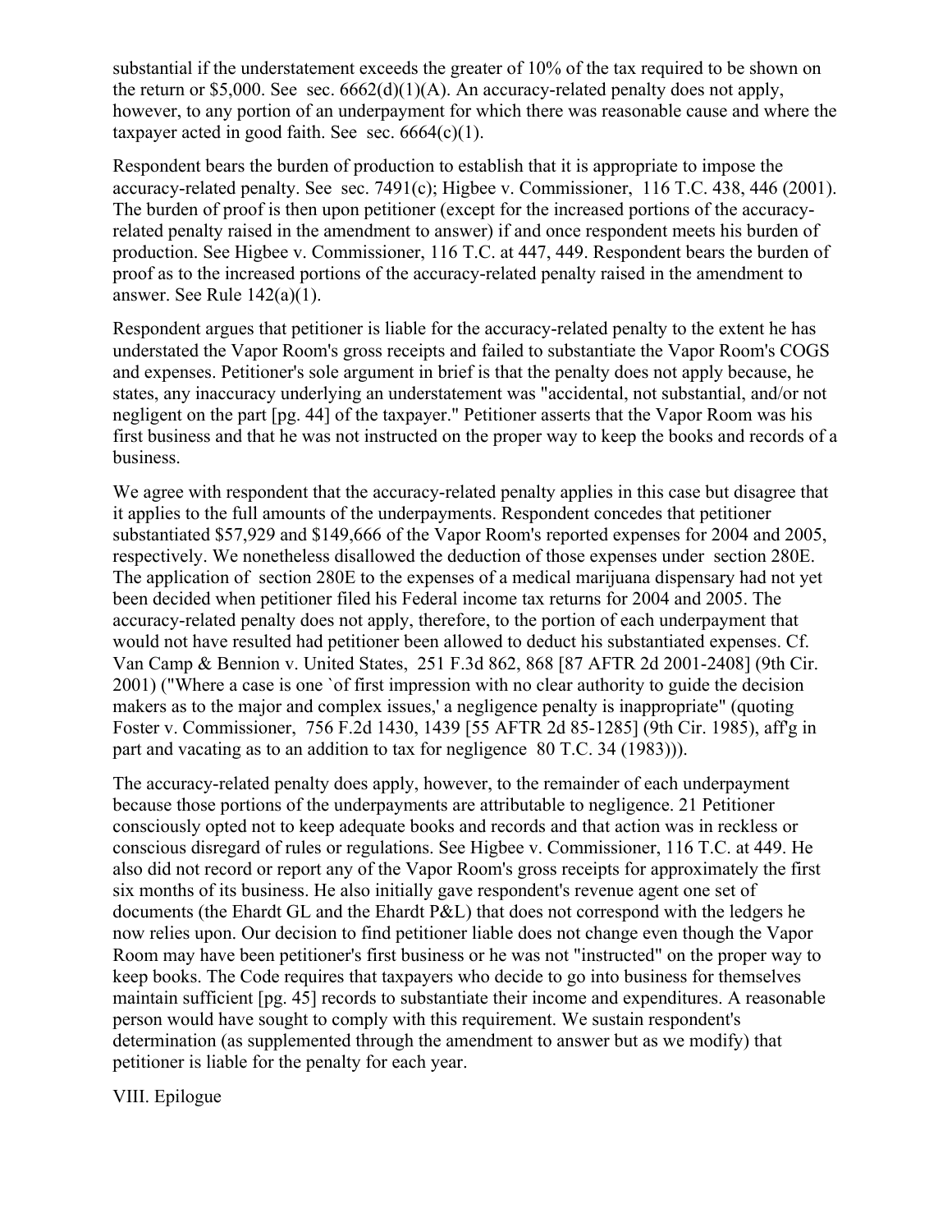substantial if the understatement exceeds the greater of 10% of the tax required to be shown on the return or $5,000. See sec. 6662(d)(1)(A). An accuracy-related penalty does not apply, however, to any portion of an underpayment for which there was reasonable cause and where the taxpayer acted in good faith. See sec. 6664(c)(1).

Respondent bears the burden of production to establish that it is appropriate to impose the accuracy-related penalty. See sec. 7491(c); Higbee v. Commissioner, 116 T.C. 438, 446 (2001). The burden of proof is then upon petitioner (except for the increased portions of the accuracy-related penalty raised in the amendment to answer) if and once respondent meets his burden of production. See Higbee v. Commissioner, 116 T.C. at 447, 449. Respondent bears the burden of proof as to the increased portions of the accuracy-related penalty raised in the amendment to answer. See Rule 142(a)(1).

Respondent argues that petitioner is liable for the accuracy-related penalty to the extent he has understated the Vapor Room's gross receipts and failed to substantiate the Vapor Room's COGS and expenses. Petitioner's sole argument in brief is that the penalty does not apply because, he states, any inaccuracy underlying an understatement was "accidental, not substantial, and/or not negligent on the part [pg. 44] of the taxpayer." Petitioner asserts that the Vapor Room was his first business and that he was not instructed on the proper way to keep the books and records of a business.

We agree with respondent that the accuracy-related penalty applies in this case but disagree that it applies to the full amounts of the underpayments. Respondent concedes that petitioner substantiated $57,929 and $149,666 of the Vapor Room's reported expenses for 2004 and 2005, respectively. We nonetheless disallowed the deduction of those expenses under section 280E. The application of section 280E to the expenses of a medical marijuana dispensary had not yet been decided when petitioner filed his Federal income tax returns for 2004 and 2005. The accuracy-related penalty does not apply, therefore, to the portion of each underpayment that would not have resulted had petitioner been allowed to deduct his substantiated expenses. Cf. Van Camp & Bennion v. United States, 251 F.3d 862, 868 [87 AFTR 2d 2001-2408] (9th Cir. 2001) ("Where a case is one `of first impression with no clear authority to guide the decision makers as to the major and complex issues,' a negligence penalty is inappropriate" (quoting Foster v. Commissioner, 756 F.2d 1430, 1439 [55 AFTR 2d 85-1285] (9th Cir. 1985), aff'g in part and vacating as to an addition to tax for negligence 80 T.C. 34 (1983))).

The accuracy-related penalty does apply, however, to the remainder of each underpayment because those portions of the underpayments are attributable to negligence. 21 Petitioner consciously opted not to keep adequate books and records and that action was in reckless or conscious disregard of rules or regulations. See Higbee v. Commissioner, 116 T.C. at 449. He also did not record or report any of the Vapor Room's gross receipts for approximately the first six months of its business. He also initially gave respondent's revenue agent one set of documents (the Ehardt GL and the Ehardt P&L) that does not correspond with the ledgers he now relies upon. Our decision to find petitioner liable does not change even though the Vapor Room may have been petitioner's first business or he was not "instructed" on the proper way to keep books. The Code requires that taxpayers who decide to go into business for themselves maintain sufficient [pg. 45] records to substantiate their income and expenditures. A reasonable person would have sought to comply with this requirement. We sustain respondent's determination (as supplemented through the amendment to answer but as we modify) that petitioner is liable for the penalty for each year.

## VIII. Epilogue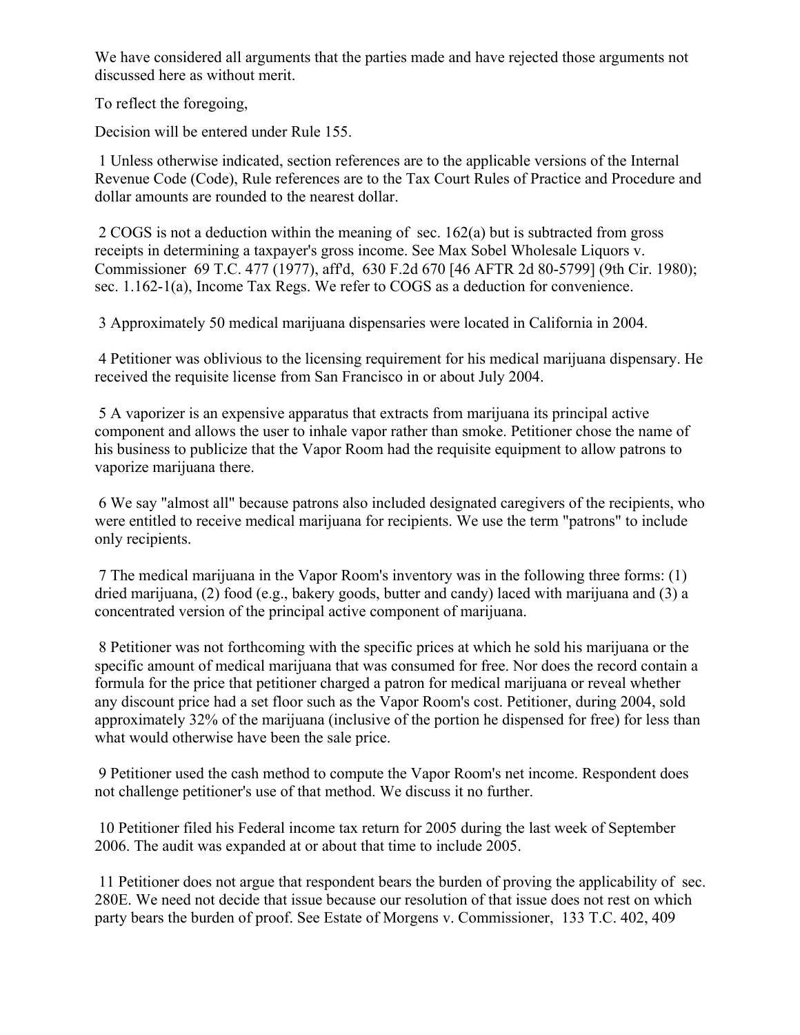We have considered all arguments that the parties made and have rejected those arguments not discussed here as without merit.

To reflect the foregoing,

Decision will be entered under Rule 155.

1 Unless otherwise indicated, section references are to the applicable versions of the Internal Revenue Code (Code), Rule references are to the Tax Court Rules of Practice and Procedure and dollar amounts are rounded to the nearest dollar.

2 COGS is not a deduction within the meaning of sec. 162(a) but is subtracted from gross receipts in determining a taxpayer's gross income. See Max Sobel Wholesale Liquors v. Commissioner 69 T.C. 477 (1977), aff'd, 630 F.2d 670 [46 AFTR 2d 80-5799] (9th Cir. 1980); sec. 1.162-1(a), Income Tax Regs. We refer to COGS as a deduction for convenience.

3 Approximately 50 medical marijuana dispensaries were located in California in 2004.

4 Petitioner was oblivious to the licensing requirement for his medical marijuana dispensary. He received the requisite license from San Francisco in or about July 2004.

5 A vaporizer is an expensive apparatus that extracts from marijuana its principal active component and allows the user to inhale vapor rather than smoke. Petitioner chose the name of his business to publicize that the Vapor Room had the requisite equipment to allow patrons to vaporize marijuana there.

6 We say "almost all" because patrons also included designated caregivers of the recipients, who were entitled to receive medical marijuana for recipients. We use the term "patrons" to include only recipients.

7 The medical marijuana in the Vapor Room's inventory was in the following three forms: (1) dried marijuana, (2) food (e.g., bakery goods, butter and candy) laced with marijuana and (3) a concentrated version of the principal active component of marijuana.

8 Petitioner was not forthcoming with the specific prices at which he sold his marijuana or the specific amount of medical marijuana that was consumed for free. Nor does the record contain a formula for the price that petitioner charged a patron for medical marijuana or reveal whether any discount price had a set floor such as the Vapor Room's cost. Petitioner, during 2004, sold approximately 32% of the marijuana (inclusive of the portion he dispensed for free) for less than what would otherwise have been the sale price.

9 Petitioner used the cash method to compute the Vapor Room's net income. Respondent does not challenge petitioner's use of that method. We discuss it no further.

10 Petitioner filed his Federal income tax return for 2005 during the last week of September 2006. The audit was expanded at or about that time to include 2005.

11 Petitioner does not argue that respondent bears the burden of proving the applicability of sec. 280E. We need not decide that issue because our resolution of that issue does not rest on which party bears the burden of proof. See Estate of Morgens v. Commissioner, 133 T.C. 402, 409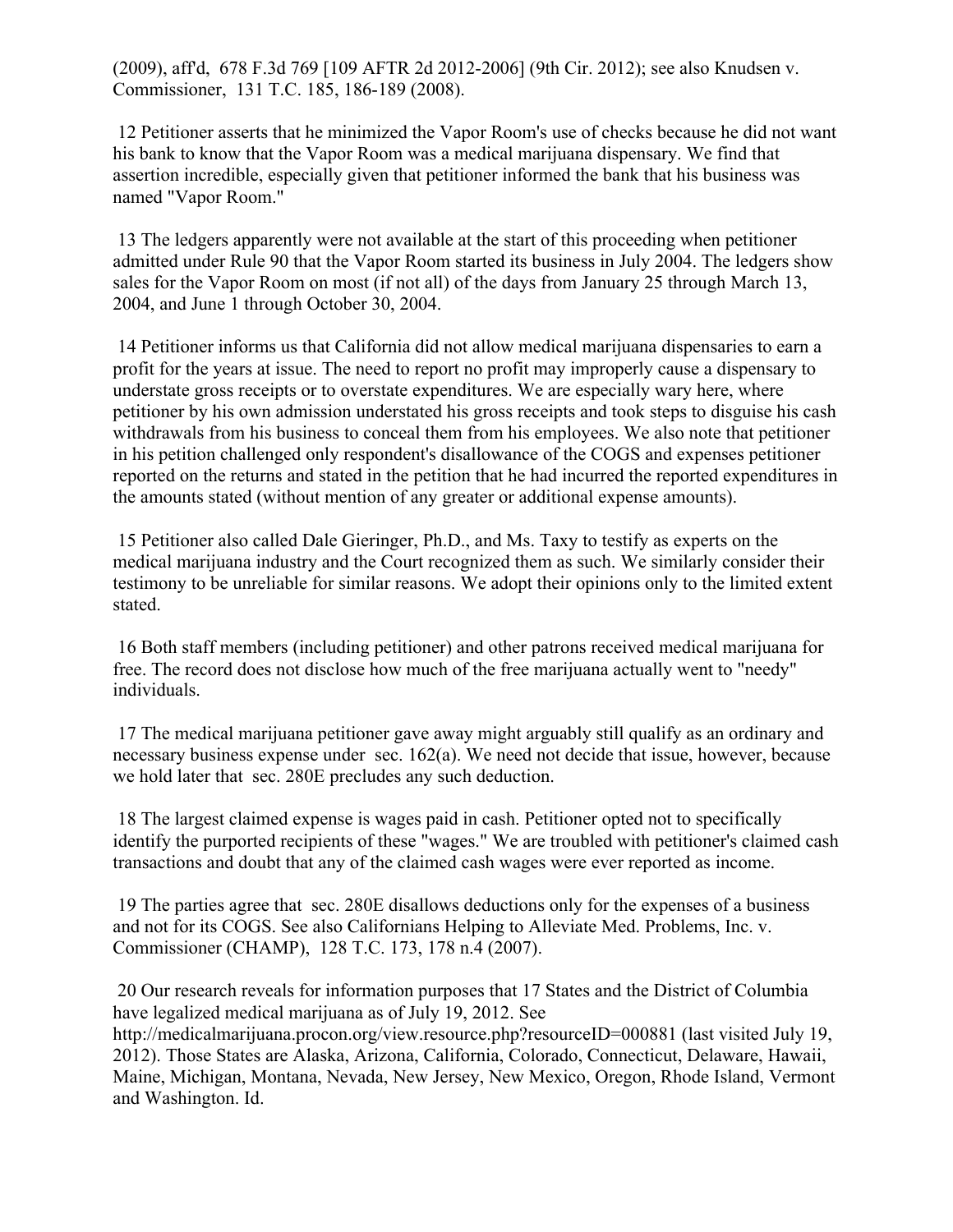(2009), aff'd, 678 F.3d 769 [109 AFTR 2d 2012-2006] (9th Cir. 2012); see also Knudsen v. Commissioner, 131 T.C. 185, 186-189 (2008).

12 Petitioner asserts that he minimized the Vapor Room's use of checks because he did not want his bank to know that the Vapor Room was a medical marijuana dispensary. We find that assertion incredible, especially given that petitioner informed the bank that his business was named "Vapor Room."

13 The ledgers apparently were not available at the start of this proceeding when petitioner admitted under Rule 90 that the Vapor Room started its business in July 2004. The ledgers show sales for the Vapor Room on most (if not all) of the days from January 25 through March 13, 2004, and June 1 through October 30, 2004.

14 Petitioner informs us that California did not allow medical marijuana dispensaries to earn a profit for the years at issue. The need to report no profit may improperly cause a dispensary to understate gross receipts or to overstate expenditures. We are especially wary here, where petitioner by his own admission understated his gross receipts and took steps to disguise his cash withdrawals from his business to conceal them from his employees. We also note that petitioner in his petition challenged only respondent's disallowance of the COGS and expenses petitioner reported on the returns and stated in the petition that he had incurred the reported expenditures in the amounts stated (without mention of any greater or additional expense amounts).

15 Petitioner also called Dale Gieringer, Ph.D., and Ms. Taxy to testify as experts on the medical marijuana industry and the Court recognized them as such. We similarly consider their testimony to be unreliable for similar reasons. We adopt their opinions only to the limited extent stated.

16 Both staff members (including petitioner) and other patrons received medical marijuana for free. The record does not disclose how much of the free marijuana actually went to "needy" individuals.

17 The medical marijuana petitioner gave away might arguably still qualify as an ordinary and necessary business expense under sec. 162(a). We need not decide that issue, however, because we hold later that sec. 280E precludes any such deduction.

18 The largest claimed expense is wages paid in cash. Petitioner opted not to specifically identify the purported recipients of these "wages." We are troubled with petitioner's claimed cash transactions and doubt that any of the claimed cash wages were ever reported as income.

19 The parties agree that sec. 280E disallows deductions only for the expenses of a business and not for its COGS. See also Californians Helping to Alleviate Med. Problems, Inc. v. Commissioner (CHAMP), 128 T.C. 173, 178 n.4 (2007).

20 Our research reveals for information purposes that 17 States and the District of Columbia have legalized medical marijuana as of July 19, 2012. See http://medicalmarijuana.procon.org/view.resource.php?resourceID=000881 (last visited July 19, 2012). Those States are Alaska, Arizona, California, Colorado, Connecticut, Delaware, Hawaii, Maine, Michigan, Montana, Nevada, New Jersey, New Mexico, Oregon, Rhode Island, Vermont and Washington. Id.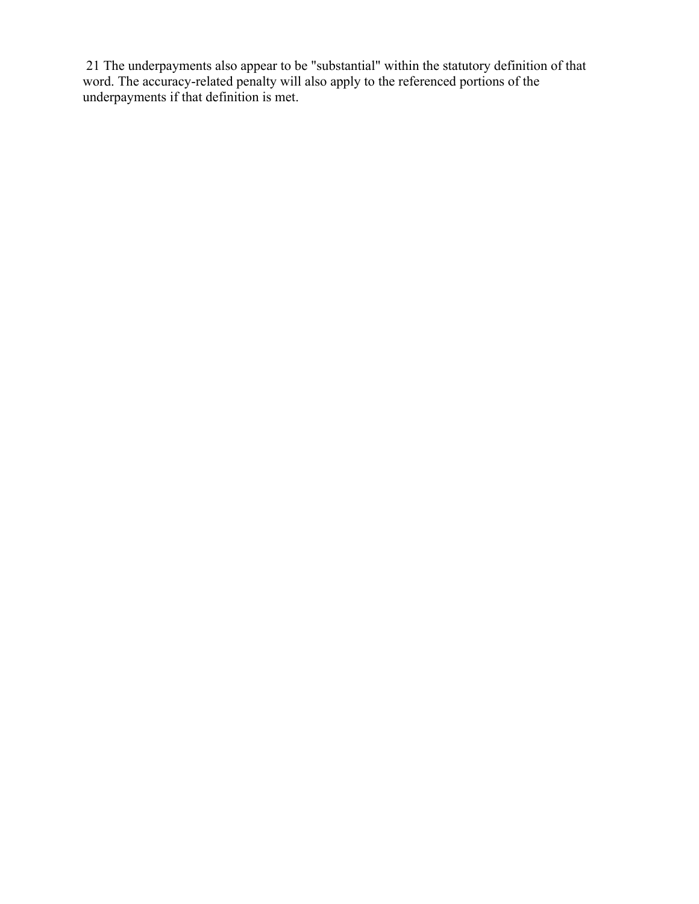21 The underpayments also appear to be "substantial" within the statutory definition of that word. The accuracy-related penalty will also apply to the referenced portions of the underpayments if that definition is met.